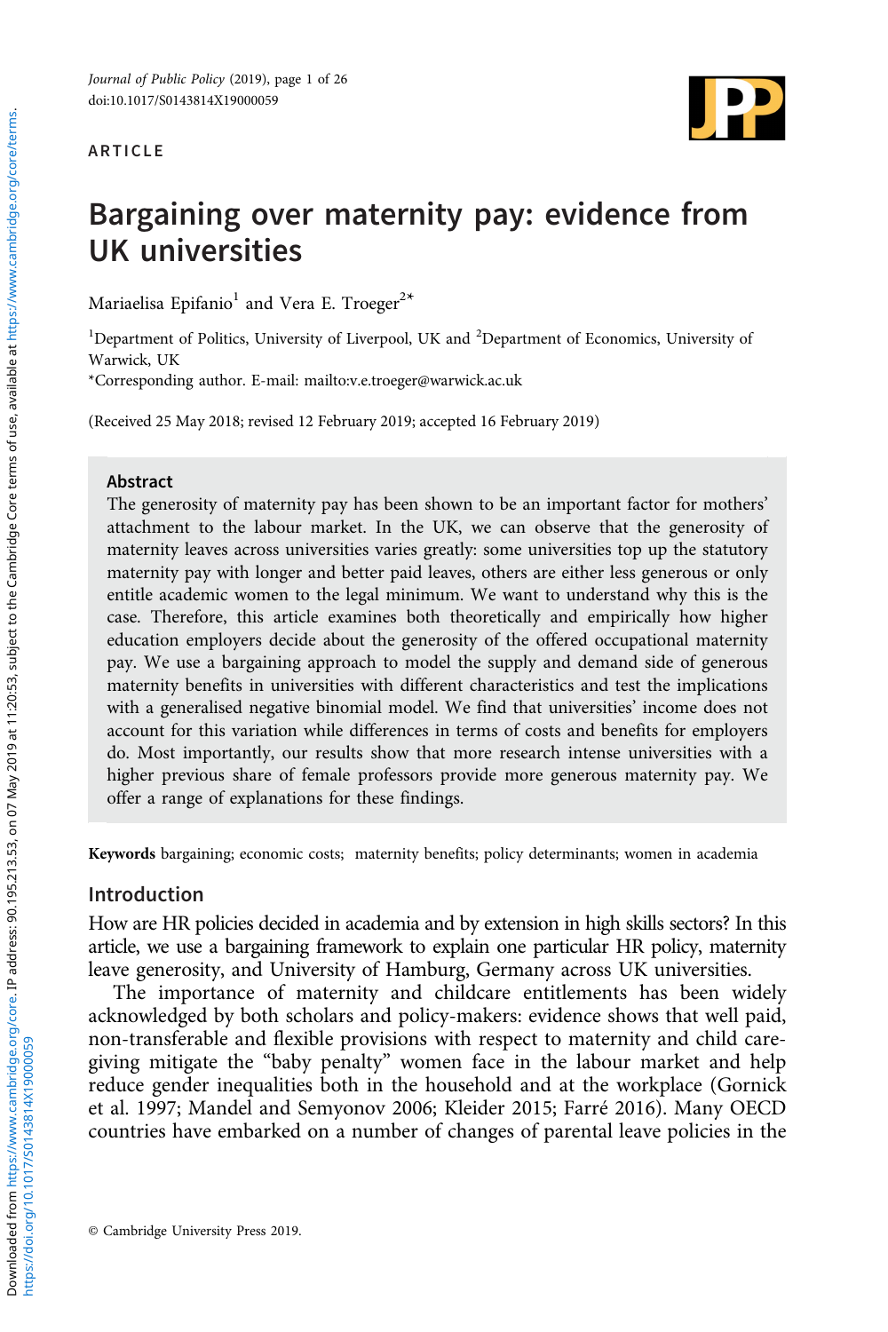ARTICLE

# Bargaining over maternity pay: evidence from UK universities

Mariaelisa Epifanio[1] and Vera E. Troeger[2]*

[1]Department of Politics, University of Liverpool, UK and [2]Department of Economics, University of Warwick, UK

*Corresponding author. E-mail: mailto:v.e.troeger@warwick.ac.uk

(Received 25 May 2018; revised 12 February 2019; accepted 16 February 2019)

## Abstract

The generosity of maternity pay has been shown to be an important factor for mothers' attachment to the labour market. In the UK, we can observe that the generosity of maternity leaves across universities varies greatly: some universities top up the statutory maternity pay with longer and better paid leaves, others are either less generous or only entitle academic women to the legal minimum. We want to understand why this is the case. Therefore, this article examines both theoretically and empirically how higher education employers decide about the generosity of the offered occupational maternity pay. We use a bargaining approach to model the supply and demand side of generous maternity benefits in universities with different characteristics and test the implications with a generalised negative binomial model. We find that universities' income does not account for this variation while differences in terms of costs and benefits for employers do. Most importantly, our results show that more research intense universities with a higher previous share of female professors provide more generous maternity pay. We offer a range of explanations for these findings.

**Keywords** bargaining; economic costs; maternity benefits; policy determinants; women in academia

## Introduction

How are HR policies decided in academia and by extension in high skills sectors? In this article, we use a bargaining framework to explain one particular HR policy, maternity leave generosity, and University of Hamburg, Germany across UK universities.

The importance of maternity and childcare entitlements has been widely acknowledged by both scholars and policy-makers: evidence shows that well paid, non-transferable and flexible provisions with respect to maternity and child care-giving mitigate the "baby penalty" women face in the labour market and help reduce gender inequalities both in the household and at the workplace (Gornick et al. 1997; Mandel and Semyonov 2006; Kleider 2015; Farré 2016). Many OECD countries have embarked on a number of changes of parental leave policies in the

© Cambridge University Press 2019.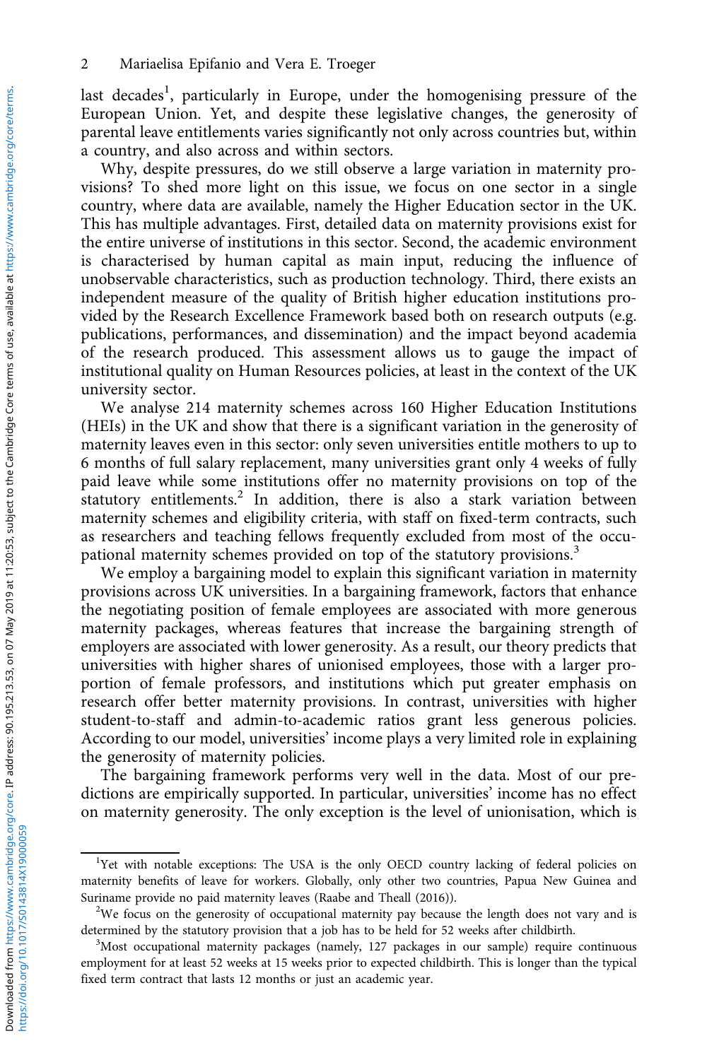last decades[1], particularly in Europe, under the homogenising pressure of the European Union. Yet, and despite these legislative changes, the generosity of parental leave entitlements varies significantly not only across countries but, within a country, and also across and within sectors.

Why, despite pressures, do we still observe a large variation in maternity provisions? To shed more light on this issue, we focus on one sector in a single country, where data are available, namely the Higher Education sector in the UK. This has multiple advantages. First, detailed data on maternity provisions exist for the entire universe of institutions in this sector. Second, the academic environment is characterised by human capital as main input, reducing the influence of unobservable characteristics, such as production technology. Third, there exists an independent measure of the quality of British higher education institutions provided by the Research Excellence Framework based both on research outputs (e.g. publications, performances, and dissemination) and the impact beyond academia of the research produced. This assessment allows us to gauge the impact of institutional quality on Human Resources policies, at least in the context of the UK university sector.

We analyse 214 maternity schemes across 160 Higher Education Institutions (HEIs) in the UK and show that there is a significant variation in the generosity of maternity leaves even in this sector: only seven universities entitle mothers to up to 6 months of full salary replacement, many universities grant only 4 weeks of fully paid leave while some institutions offer no maternity provisions on top of the statutory entitlements.[2] In addition, there is also a stark variation between maternity schemes and eligibility criteria, with staff on fixed-term contracts, such as researchers and teaching fellows frequently excluded from most of the occupational maternity schemes provided on top of the statutory provisions.[3]

We employ a bargaining model to explain this significant variation in maternity provisions across UK universities. In a bargaining framework, factors that enhance the negotiating position of female employees are associated with more generous maternity packages, whereas features that increase the bargaining strength of employers are associated with lower generosity. As a result, our theory predicts that universities with higher shares of unionised employees, those with a larger proportion of female professors, and institutions which put greater emphasis on research offer better maternity provisions. In contrast, universities with higher student-to-staff and admin-to-academic ratios grant less generous policies. According to our model, universities' income plays a very limited role in explaining the generosity of maternity policies.

The bargaining framework performs very well in the data. Most of our predictions are empirically supported. In particular, universities' income has no effect on maternity generosity. The only exception is the level of unionisation, which is

---

[1] Yet with notable exceptions: The USA is the only OECD country lacking of federal policies on maternity benefits of leave for workers. Globally, only other two countries, Papua New Guinea and Suriname provide no paid maternity leaves (Raabe and Theall (2016)).

[2] We focus on the generosity of occupational maternity pay because the length does not vary and is determined by the statutory provision that a job has to be held for 52 weeks after childbirth.

[3] Most occupational maternity packages (namely, 127 packages in our sample) require continuous employment for at least 52 weeks at 15 weeks prior to expected childbirth. This is longer than the typical fixed term contract that lasts 12 months or just an academic year.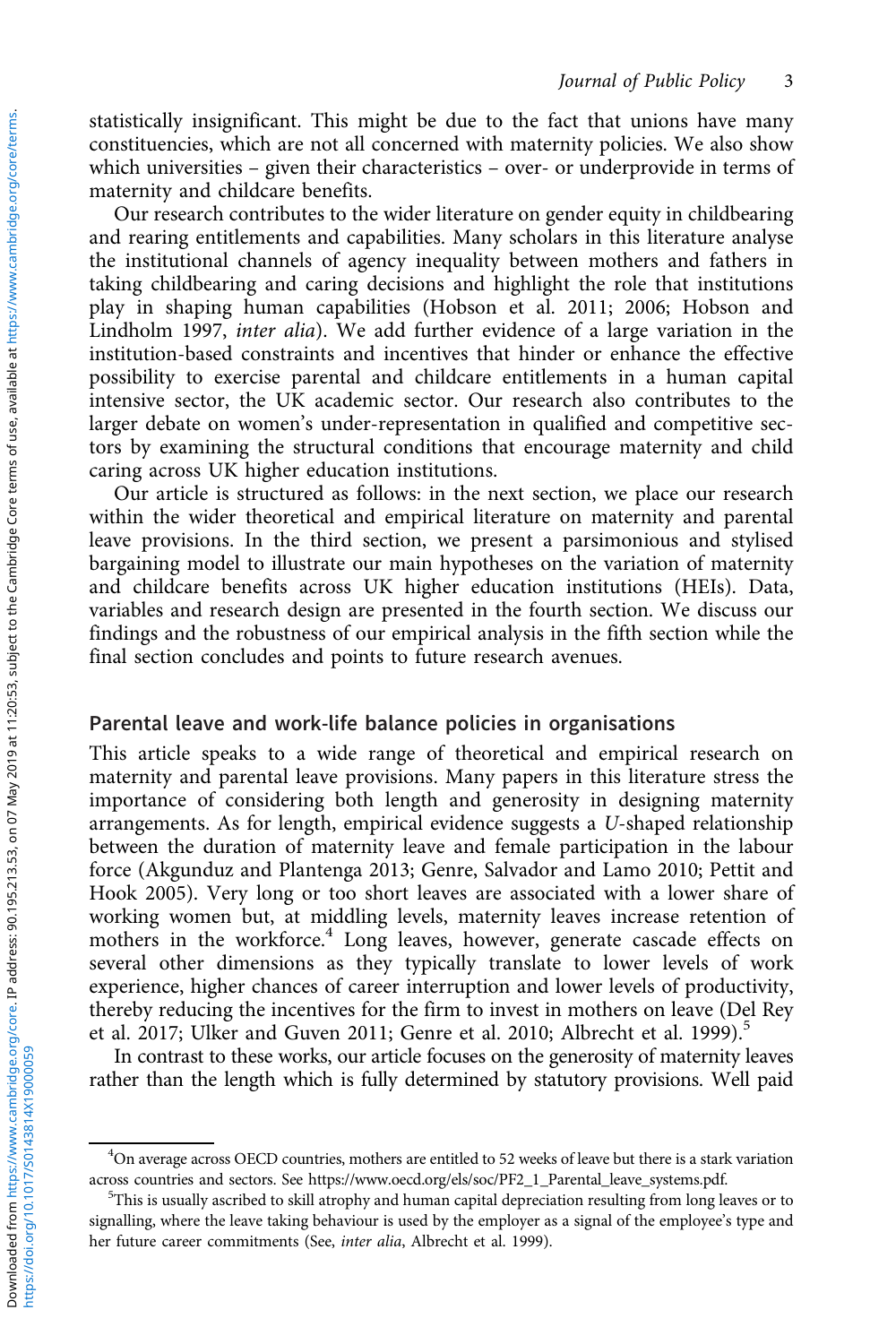statistically insignificant. This might be due to the fact that unions have many constituencies, which are not all concerned with maternity policies. We also show which universities – given their characteristics – over- or underprovide in terms of maternity and childcare benefits.

Our research contributes to the wider literature on gender equity in childbearing and rearing entitlements and capabilities. Many scholars in this literature analyse the institutional channels of agency inequality between mothers and fathers in taking childbearing and caring decisions and highlight the role that institutions play in shaping human capabilities (Hobson et al. 2011; 2006; Hobson and Lindholm 1997, *inter alia*). We add further evidence of a large variation in the institution-based constraints and incentives that hinder or enhance the effective possibility to exercise parental and childcare entitlements in a human capital intensive sector, the UK academic sector. Our research also contributes to the larger debate on women's under-representation in qualified and competitive sectors by examining the structural conditions that encourage maternity and child caring across UK higher education institutions.

Our article is structured as follows: in the next section, we place our research within the wider theoretical and empirical literature on maternity and parental leave provisions. In the third section, we present a parsimonious and stylised bargaining model to illustrate our main hypotheses on the variation of maternity and childcare benefits across UK higher education institutions (HEIs). Data, variables and research design are presented in the fourth section. We discuss our findings and the robustness of our empirical analysis in the fifth section while the final section concludes and points to future research avenues.

## Parental leave and work-life balance policies in organisations

This article speaks to a wide range of theoretical and empirical research on maternity and parental leave provisions. Many papers in this literature stress the importance of considering both length and generosity in designing maternity arrangements. As for length, empirical evidence suggests a *U*-shaped relationship between the duration of maternity leave and female participation in the labour force (Akgunduz and Plantenga 2013; Genre, Salvador and Lamo 2010; Pettit and Hook 2005). Very long or too short leaves are associated with a lower share of working women but, at middling levels, maternity leaves increase retention of mothers in the workforce.[4] Long leaves, however, generate cascade effects on several other dimensions as they typically translate to lower levels of work experience, higher chances of career interruption and lower levels of productivity, thereby reducing the incentives for the firm to invest in mothers on leave (Del Rey et al. 2017; Ulker and Guven 2011; Genre et al. 2010; Albrecht et al. 1999).[5]

In contrast to these works, our article focuses on the generosity of maternity leaves rather than the length which is fully determined by statutory provisions. Well paid

[4]On average across OECD countries, mothers are entitled to 52 weeks of leave but there is a stark variation across countries and sectors. See https://www.oecd.org/els/soc/PF2_1_Parental_leave_systems.pdf.

[5]This is usually ascribed to skill atrophy and human capital depreciation resulting from long leaves or to signalling, where the leave taking behaviour is used by the employer as a signal of the employee's type and her future career commitments (See, *inter alia*, Albrecht et al. 1999).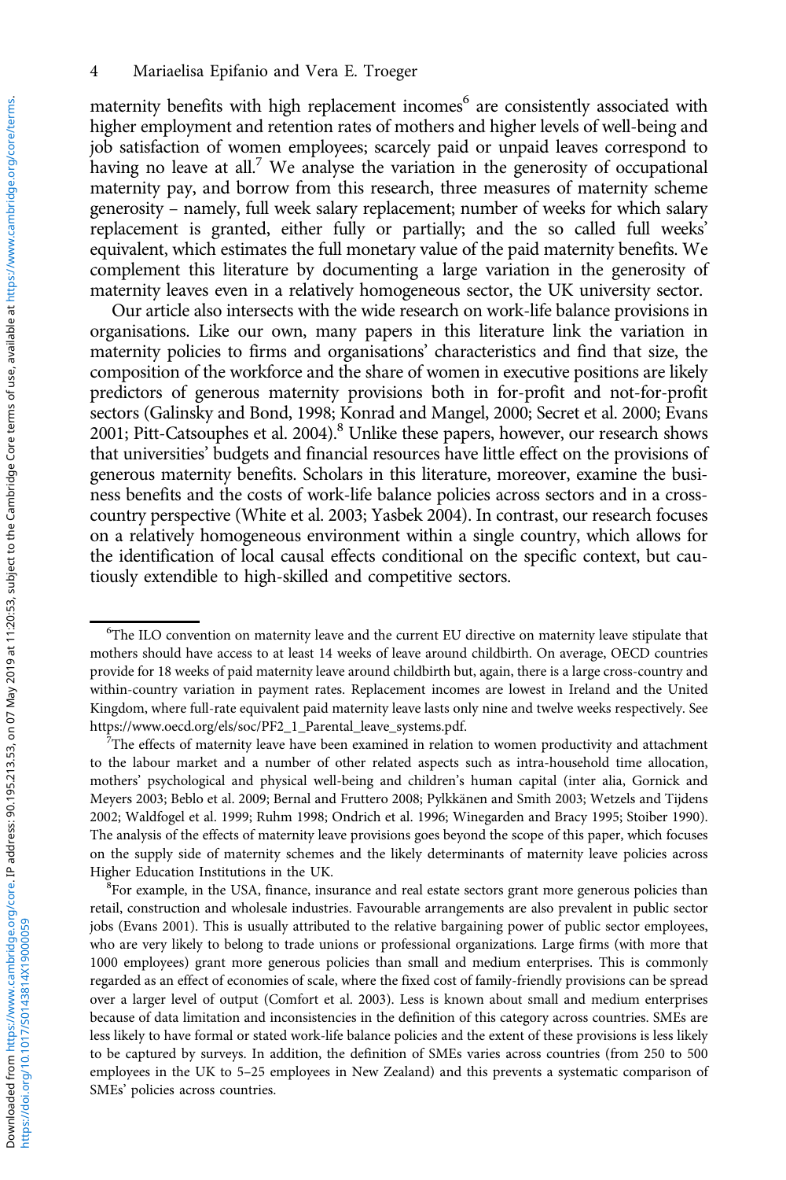maternity benefits with high replacement incomes[6] are consistently associated with higher employment and retention rates of mothers and higher levels of well-being and job satisfaction of women employees; scarcely paid or unpaid leaves correspond to having no leave at all.[7] We analyse the variation in the generosity of occupational maternity pay, and borrow from this research, three measures of maternity scheme generosity – namely, full week salary replacement; number of weeks for which salary replacement is granted, either fully or partially; and the so called full weeks' equivalent, which estimates the full monetary value of the paid maternity benefits. We complement this literature by documenting a large variation in the generosity of maternity leaves even in a relatively homogeneous sector, the UK university sector.

Our article also intersects with the wide research on work-life balance provisions in organisations. Like our own, many papers in this literature link the variation in maternity policies to firms and organisations' characteristics and find that size, the composition of the workforce and the share of women in executive positions are likely predictors of generous maternity provisions both in for-profit and not-for-profit sectors (Galinsky and Bond, 1998; Konrad and Mangel, 2000; Secret et al. 2000; Evans 2001; Pitt-Catsouphes et al. 2004).[8] Unlike these papers, however, our research shows that universities' budgets and financial resources have little effect on the provisions of generous maternity benefits. Scholars in this literature, moreover, examine the business benefits and the costs of work-life balance policies across sectors and in a cross-country perspective (White et al. 2003; Yasbek 2004). In contrast, our research focuses on a relatively homogeneous environment within a single country, which allows for the identification of local causal effects conditional on the specific context, but cautiously extendible to high-skilled and competitive sectors.

---

[6] The ILO convention on maternity leave and the current EU directive on maternity leave stipulate that mothers should have access to at least 14 weeks of leave around childbirth. On average, OECD countries provide for 18 weeks of paid maternity leave around childbirth but, again, there is a large cross-country and within-country variation in payment rates. Replacement incomes are lowest in Ireland and the United Kingdom, where full-rate equivalent paid maternity leave lasts only nine and twelve weeks respectively. See https://www.oecd.org/els/soc/PF2_1_Parental_leave_systems.pdf.

[7] The effects of maternity leave have been examined in relation to women productivity and attachment to the labour market and a number of other related aspects such as intra-household time allocation, mothers' psychological and physical well-being and children's human capital (inter alia, Gornick and Meyers 2003; Beblo et al. 2009; Bernal and Fruttero 2008; Pylkkänen and Smith 2003; Wetzels and Tijdens 2002; Waldfogel et al. 1999; Ruhm 1998; Ondrich et al. 1996; Winegarden and Bracy 1995; Stoiber 1990). The analysis of the effects of maternity leave provisions goes beyond the scope of this paper, which focuses on the supply side of maternity schemes and the likely determinants of maternity leave policies across Higher Education Institutions in the UK.

[8] For example, in the USA, finance, insurance and real estate sectors grant more generous policies than retail, construction and wholesale industries. Favourable arrangements are also prevalent in public sector jobs (Evans 2001). This is usually attributed to the relative bargaining power of public sector employees, who are very likely to belong to trade unions or professional organizations. Large firms (with more that 1000 employees) grant more generous policies than small and medium enterprises. This is commonly regarded as an effect of economies of scale, where the fixed cost of family-friendly provisions can be spread over a larger level of output (Comfort et al. 2003). Less is known about small and medium enterprises because of data limitation and inconsistencies in the definition of this category across countries. SMEs are less likely to have formal or stated work-life balance policies and the extent of these provisions is less likely to be captured by surveys. In addition, the definition of SMEs varies across countries (from 250 to 500 employees in the UK to 5–25 employees in New Zealand) and this prevents a systematic comparison of SMEs' policies across countries.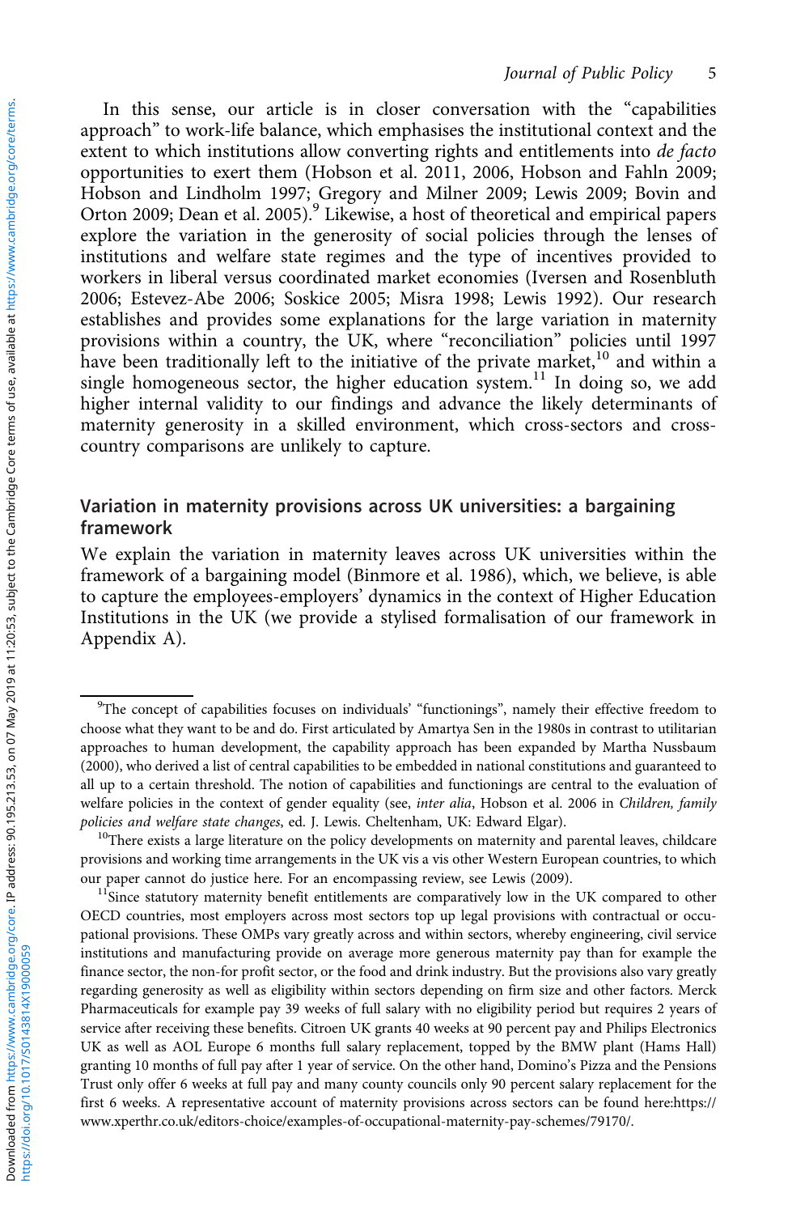In this sense, our article is in closer conversation with the "capabilities approach" to work-life balance, which emphasises the institutional context and the extent to which institutions allow converting rights and entitlements into *de facto* opportunities to exert them (Hobson et al. 2011, 2006, Hobson and Fahln 2009; Hobson and Lindholm 1997; Gregory and Milner 2009; Lewis 2009; Bovin and Orton 2009; Dean et al. 2005).[9] Likewise, a host of theoretical and empirical papers explore the variation in the generosity of social policies through the lenses of institutions and welfare state regimes and the type of incentives provided to workers in liberal versus coordinated market economies (Iversen and Rosenbluth 2006; Estevez-Abe 2006; Soskice 2005; Misra 1998; Lewis 1992). Our research establishes and provides some explanations for the large variation in maternity provisions within a country, the UK, where "reconciliation" policies until 1997 have been traditionally left to the initiative of the private market,[10] and within a single homogeneous sector, the higher education system.[11] In doing so, we add higher internal validity to our findings and advance the likely determinants of maternity generosity in a skilled environment, which cross-sectors and cross-country comparisons are unlikely to capture.

## Variation in maternity provisions across UK universities: a bargaining framework

We explain the variation in maternity leaves across UK universities within the framework of a bargaining model (Binmore et al. 1986), which, we believe, is able to capture the employees-employers' dynamics in the context of Higher Education Institutions in the UK (we provide a stylised formalisation of our framework in Appendix A).

---

[9]The concept of capabilities focuses on individuals' "functionings", namely their effective freedom to choose what they want to be and do. First articulated by Amartya Sen in the 1980s in contrast to utilitarian approaches to human development, the capability approach has been expanded by Martha Nussbaum (2000), who derived a list of central capabilities to be embedded in national constitutions and guaranteed to all up to a certain threshold. The notion of capabilities and functionings are central to the evaluation of welfare policies in the context of gender equality (see, *inter alia*, Hobson et al. 2006 in *Children, family policies and welfare state changes*, ed. J. Lewis. Cheltenham, UK: Edward Elgar).

[10]There exists a large literature on the policy developments on maternity and parental leaves, childcare provisions and working time arrangements in the UK vis a vis other Western European countries, to which our paper cannot do justice here. For an encompassing review, see Lewis (2009).

[11]Since statutory maternity benefit entitlements are comparatively low in the UK compared to other OECD countries, most employers across most sectors top up legal provisions with contractual or occupational provisions. These OMPs vary greatly across and within sectors, whereby engineering, civil service institutions and manufacturing provide on average more generous maternity pay than for example the finance sector, the non-for profit sector, or the food and drink industry. But the provisions also vary greatly regarding generosity as well as eligibility within sectors depending on firm size and other factors. Merck Pharmaceuticals for example pay 39 weeks of full salary with no eligibility period but requires 2 years of service after receiving these benefits. Citroen UK grants 40 weeks at 90 percent pay and Philips Electronics UK as well as AOL Europe 6 months full salary replacement, topped by the BMW plant (Hams Hall) granting 10 months of full pay after 1 year of service. On the other hand, Domino's Pizza and the Pensions Trust only offer 6 weeks at full pay and many county councils only 90 percent salary replacement for the first 6 weeks. A representative account of maternity provisions across sectors can be found here:https://www.xperthr.co.uk/editors-choice/examples-of-occupational-maternity-pay-schemes/79170/.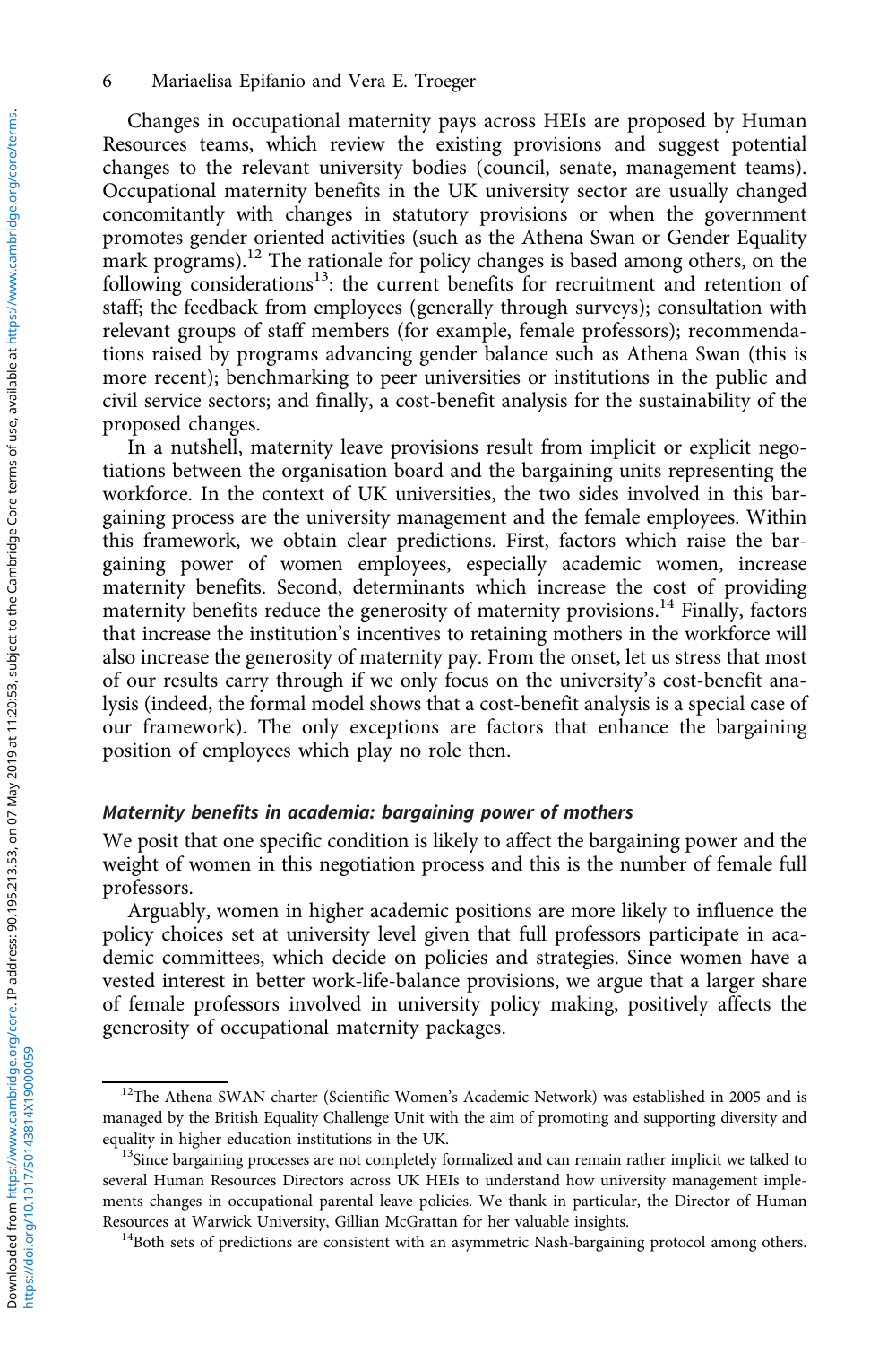Changes in occupational maternity pays across HEIs are proposed by Human Resources teams, which review the existing provisions and suggest potential changes to the relevant university bodies (council, senate, management teams). Occupational maternity benefits in the UK university sector are usually changed concomitantly with changes in statutory provisions or when the government promotes gender oriented activities (such as the Athena Swan or Gender Equality mark programs).[12] The rationale for policy changes is based among others, on the following considerations[13]: the current benefits for recruitment and retention of staff; the feedback from employees (generally through surveys); consultation with relevant groups of staff members (for example, female professors); recommendations raised by programs advancing gender balance such as Athena Swan (this is more recent); benchmarking to peer universities or institutions in the public and civil service sectors; and finally, a cost-benefit analysis for the sustainability of the proposed changes.

In a nutshell, maternity leave provisions result from implicit or explicit negotiations between the organisation board and the bargaining units representing the workforce. In the context of UK universities, the two sides involved in this bargaining process are the university management and the female employees. Within this framework, we obtain clear predictions. First, factors which raise the bargaining power of women employees, especially academic women, increase maternity benefits. Second, determinants which increase the cost of providing maternity benefits reduce the generosity of maternity provisions.[14] Finally, factors that increase the institution's incentives to retaining mothers in the workforce will also increase the generosity of maternity pay. From the onset, let us stress that most of our results carry through if we only focus on the university's cost-benefit analysis (indeed, the formal model shows that a cost-benefit analysis is a special case of our framework). The only exceptions are factors that enhance the bargaining position of employees which play no role then.

### *Maternity benefits in academia: bargaining power of mothers*

We posit that one specific condition is likely to affect the bargaining power and the weight of women in this negotiation process and this is the number of female full professors.

Arguably, women in higher academic positions are more likely to influence the policy choices set at university level given that full professors participate in academic committees, which decide on policies and strategies. Since women have a vested interest in better work-life-balance provisions, we argue that a larger share of female professors involved in university policy making, positively affects the generosity of occupational maternity packages.

---

[12] The Athena SWAN charter (Scientific Women's Academic Network) was established in 2005 and is managed by the British Equality Challenge Unit with the aim of promoting and supporting diversity and equality in higher education institutions in the UK.

[13] Since bargaining processes are not completely formalized and can remain rather implicit we talked to several Human Resources Directors across UK HEIs to understand how university management implements changes in occupational parental leave policies. We thank in particular, the Director of Human Resources at Warwick University, Gillian McGrattan for her valuable insights.

[14] Both sets of predictions are consistent with an asymmetric Nash-bargaining protocol among others.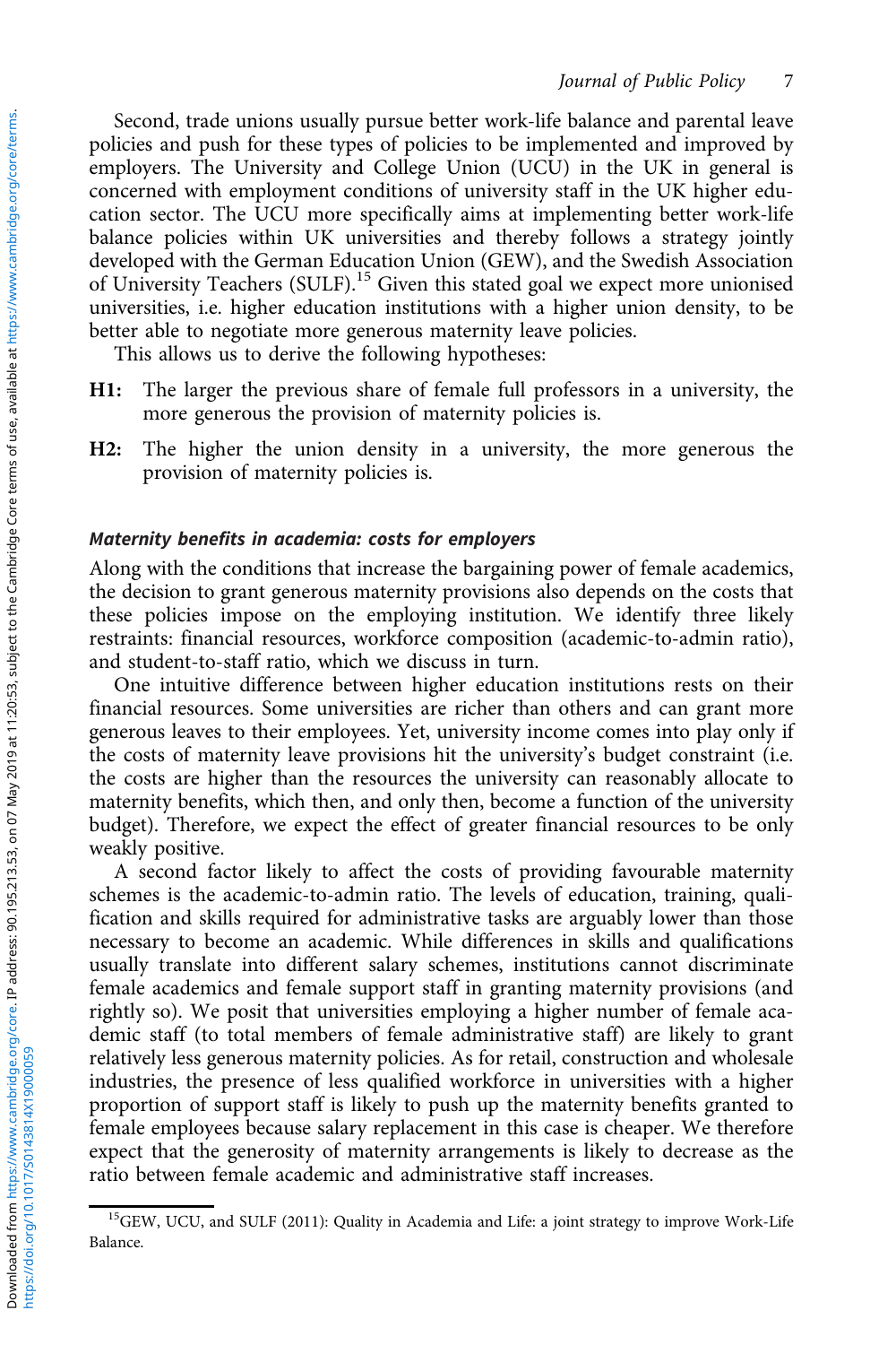Second, trade unions usually pursue better work-life balance and parental leave policies and push for these types of policies to be implemented and improved by employers. The University and College Union (UCU) in the UK in general is concerned with employment conditions of university staff in the UK higher education sector. The UCU more specifically aims at implementing better work-life balance policies within UK universities and thereby follows a strategy jointly developed with the German Education Union (GEW), and the Swedish Association of University Teachers (SULF).[15] Given this stated goal we expect more unionised universities, i.e. higher education institutions with a higher union density, to be better able to negotiate more generous maternity leave policies.

This allows us to derive the following hypotheses:

**H1:** The larger the previous share of female full professors in a university, the more generous the provision of maternity policies is.

**H2:** The higher the union density in a university, the more generous the provision of maternity policies is.

### *Maternity benefits in academia: costs for employers*

Along with the conditions that increase the bargaining power of female academics, the decision to grant generous maternity provisions also depends on the costs that these policies impose on the employing institution. We identify three likely restraints: financial resources, workforce composition (academic-to-admin ratio), and student-to-staff ratio, which we discuss in turn.

One intuitive difference between higher education institutions rests on their financial resources. Some universities are richer than others and can grant more generous leaves to their employees. Yet, university income comes into play only if the costs of maternity leave provisions hit the university's budget constraint (i.e. the costs are higher than the resources the university can reasonably allocate to maternity benefits, which then, and only then, become a function of the university budget). Therefore, we expect the effect of greater financial resources to be only weakly positive.

A second factor likely to affect the costs of providing favourable maternity schemes is the academic-to-admin ratio. The levels of education, training, qualification and skills required for administrative tasks are arguably lower than those necessary to become an academic. While differences in skills and qualifications usually translate into different salary schemes, institutions cannot discriminate female academics and female support staff in granting maternity provisions (and rightly so). We posit that universities employing a higher number of female academic staff (to total members of female administrative staff) are likely to grant relatively less generous maternity policies. As for retail, construction and wholesale industries, the presence of less qualified workforce in universities with a higher proportion of support staff is likely to push up the maternity benefits granted to female employees because salary replacement in this case is cheaper. We therefore expect that the generosity of maternity arrangements is likely to decrease as the ratio between female academic and administrative staff increases.

[15] GEW, UCU, and SULF (2011): Quality in Academia and Life: a joint strategy to improve Work-Life Balance.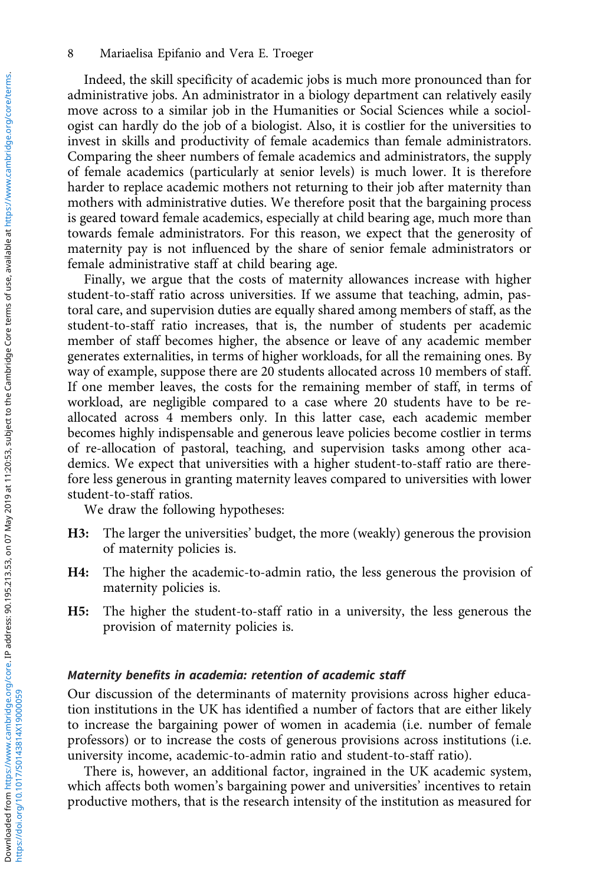Indeed, the skill specificity of academic jobs is much more pronounced than for administrative jobs. An administrator in a biology department can relatively easily move across to a similar job in the Humanities or Social Sciences while a sociologist can hardly do the job of a biologist. Also, it is costlier for the universities to invest in skills and productivity of female academics than female administrators. Comparing the sheer numbers of female academics and administrators, the supply of female academics (particularly at senior levels) is much lower. It is therefore harder to replace academic mothers not returning to their job after maternity than mothers with administrative duties. We therefore posit that the bargaining process is geared toward female academics, especially at child bearing age, much more than towards female administrators. For this reason, we expect that the generosity of maternity pay is not influenced by the share of senior female administrators or female administrative staff at child bearing age.

Finally, we argue that the costs of maternity allowances increase with higher student-to-staff ratio across universities. If we assume that teaching, admin, pastoral care, and supervision duties are equally shared among members of staff, as the student-to-staff ratio increases, that is, the number of students per academic member of staff becomes higher, the absence or leave of any academic member generates externalities, in terms of higher workloads, for all the remaining ones. By way of example, suppose there are 20 students allocated across 10 members of staff. If one member leaves, the costs for the remaining member of staff, in terms of workload, are negligible compared to a case where 20 students have to be re-allocated across 4 members only. In this latter case, each academic member becomes highly indispensable and generous leave policies become costlier in terms of re-allocation of pastoral, teaching, and supervision tasks among other academics. We expect that universities with a higher student-to-staff ratio are therefore less generous in granting maternity leaves compared to universities with lower student-to-staff ratios.

We draw the following hypotheses:

**H3:** The larger the universities' budget, the more (weakly) generous the provision of maternity policies is.

**H4:** The higher the academic-to-admin ratio, the less generous the provision of maternity policies is.

**H5:** The higher the student-to-staff ratio in a university, the less generous the provision of maternity policies is.

#### *Maternity benefits in academia: retention of academic staff*

Our discussion of the determinants of maternity provisions across higher education institutions in the UK has identified a number of factors that are either likely to increase the bargaining power of women in academia (i.e. number of female professors) or to increase the costs of generous provisions across institutions (i.e. university income, academic-to-admin ratio and student-to-staff ratio).

There is, however, an additional factor, ingrained in the UK academic system, which affects both women's bargaining power and universities' incentives to retain productive mothers, that is the research intensity of the institution as measured for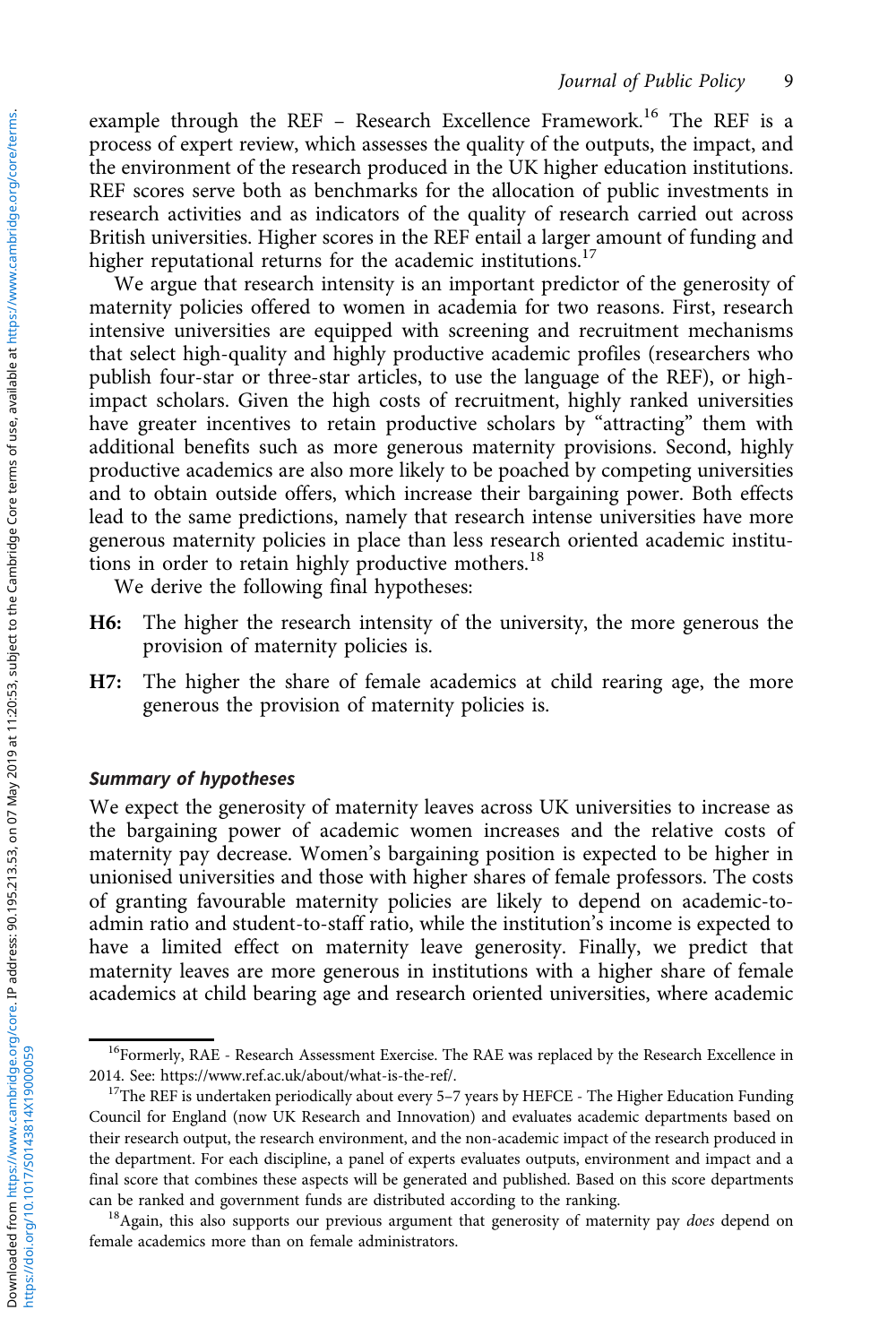example through the REF – Research Excellence Framework.[16] The REF is a process of expert review, which assesses the quality of the outputs, the impact, and the environment of the research produced in the UK higher education institutions. REF scores serve both as benchmarks for the allocation of public investments in research activities and as indicators of the quality of research carried out across British universities. Higher scores in the REF entail a larger amount of funding and higher reputational returns for the academic institutions.[17]

We argue that research intensity is an important predictor of the generosity of maternity policies offered to women in academia for two reasons. First, research intensive universities are equipped with screening and recruitment mechanisms that select high-quality and highly productive academic profiles (researchers who publish four-star or three-star articles, to use the language of the REF), or high-impact scholars. Given the high costs of recruitment, highly ranked universities have greater incentives to retain productive scholars by "attracting" them with additional benefits such as more generous maternity provisions. Second, highly productive academics are also more likely to be poached by competing universities and to obtain outside offers, which increase their bargaining power. Both effects lead to the same predictions, namely that research intense universities have more generous maternity policies in place than less research oriented academic institutions in order to retain highly productive mothers.[18]

We derive the following final hypotheses:

**H6:** The higher the research intensity of the university, the more generous the provision of maternity policies is.

**H7:** The higher the share of female academics at child rearing age, the more generous the provision of maternity policies is.

### *Summary of hypotheses*

We expect the generosity of maternity leaves across UK universities to increase as the bargaining power of academic women increases and the relative costs of maternity pay decrease. Women's bargaining position is expected to be higher in unionised universities and those with higher shares of female professors. The costs of granting favourable maternity policies are likely to depend on academic-to-admin ratio and student-to-staff ratio, while the institution's income is expected to have a limited effect on maternity leave generosity. Finally, we predict that maternity leaves are more generous in institutions with a higher share of female academics at child bearing age and research oriented universities, where academic

---

[16] Formerly, RAE - Research Assessment Exercise. The RAE was replaced by the Research Excellence in 2014. See: https://www.ref.ac.uk/about/what-is-the-ref/.

[17] The REF is undertaken periodically about every 5–7 years by HEFCE - The Higher Education Funding Council for England (now UK Research and Innovation) and evaluates academic departments based on their research output, the research environment, and the non-academic impact of the research produced in the department. For each discipline, a panel of experts evaluates outputs, environment and impact and a final score that combines these aspects will be generated and published. Based on this score departments can be ranked and government funds are distributed according to the ranking.

[18] Again, this also supports our previous argument that generosity of maternity pay *does* depend on female academics more than on female administrators.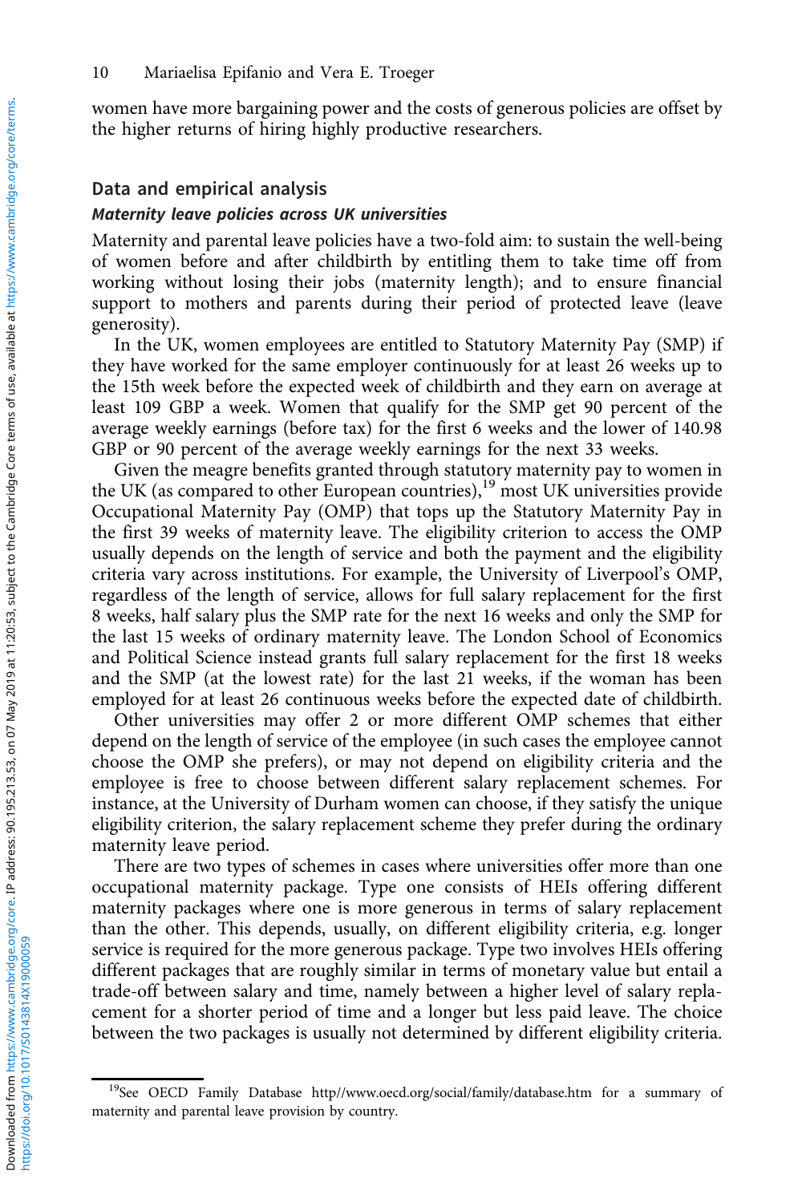women have more bargaining power and the costs of generous policies are offset by the higher returns of hiring highly productive researchers.

## Data and empirical analysis

### *Maternity leave policies across UK universities*

Maternity and parental leave policies have a two-fold aim: to sustain the well-being of women before and after childbirth by entitling them to take time off from working without losing their jobs (maternity length); and to ensure financial support to mothers and parents during their period of protected leave (leave generosity).

In the UK, women employees are entitled to Statutory Maternity Pay (SMP) if they have worked for the same employer continuously for at least 26 weeks up to the 15th week before the expected week of childbirth and they earn on average at least 109 GBP a week. Women that qualify for the SMP get 90 percent of the average weekly earnings (before tax) for the first 6 weeks and the lower of 140.98 GBP or 90 percent of the average weekly earnings for the next 33 weeks.

Given the meagre benefits granted through statutory maternity pay to women in the UK (as compared to other European countries),[19] most UK universities provide Occupational Maternity Pay (OMP) that tops up the Statutory Maternity Pay in the first 39 weeks of maternity leave. The eligibility criterion to access the OMP usually depends on the length of service and both the payment and the eligibility criteria vary across institutions. For example, the University of Liverpool's OMP, regardless of the length of service, allows for full salary replacement for the first 8 weeks, half salary plus the SMP rate for the next 16 weeks and only the SMP for the last 15 weeks of ordinary maternity leave. The London School of Economics and Political Science instead grants full salary replacement for the first 18 weeks and the SMP (at the lowest rate) for the last 21 weeks, if the woman has been employed for at least 26 continuous weeks before the expected date of childbirth.

Other universities may offer 2 or more different OMP schemes that either depend on the length of service of the employee (in such cases the employee cannot choose the OMP she prefers), or may not depend on eligibility criteria and the employee is free to choose between different salary replacement schemes. For instance, at the University of Durham women can choose, if they satisfy the unique eligibility criterion, the salary replacement scheme they prefer during the ordinary maternity leave period.

There are two types of schemes in cases where universities offer more than one occupational maternity package. Type one consists of HEIs offering different maternity packages where one is more generous in terms of salary replacement than the other. This depends, usually, on different eligibility criteria, e.g. longer service is required for the more generous package. Type two involves HEIs offering different packages that are roughly similar in terms of monetary value but entail a trade-off between salary and time, namely between a higher level of salary replacement for a shorter period of time and a longer but less paid leave. The choice between the two packages is usually not determined by different eligibility criteria.

[19]See OECD Family Database http//www.oecd.org/social/family/database.htm for a summary of maternity and parental leave provision by country.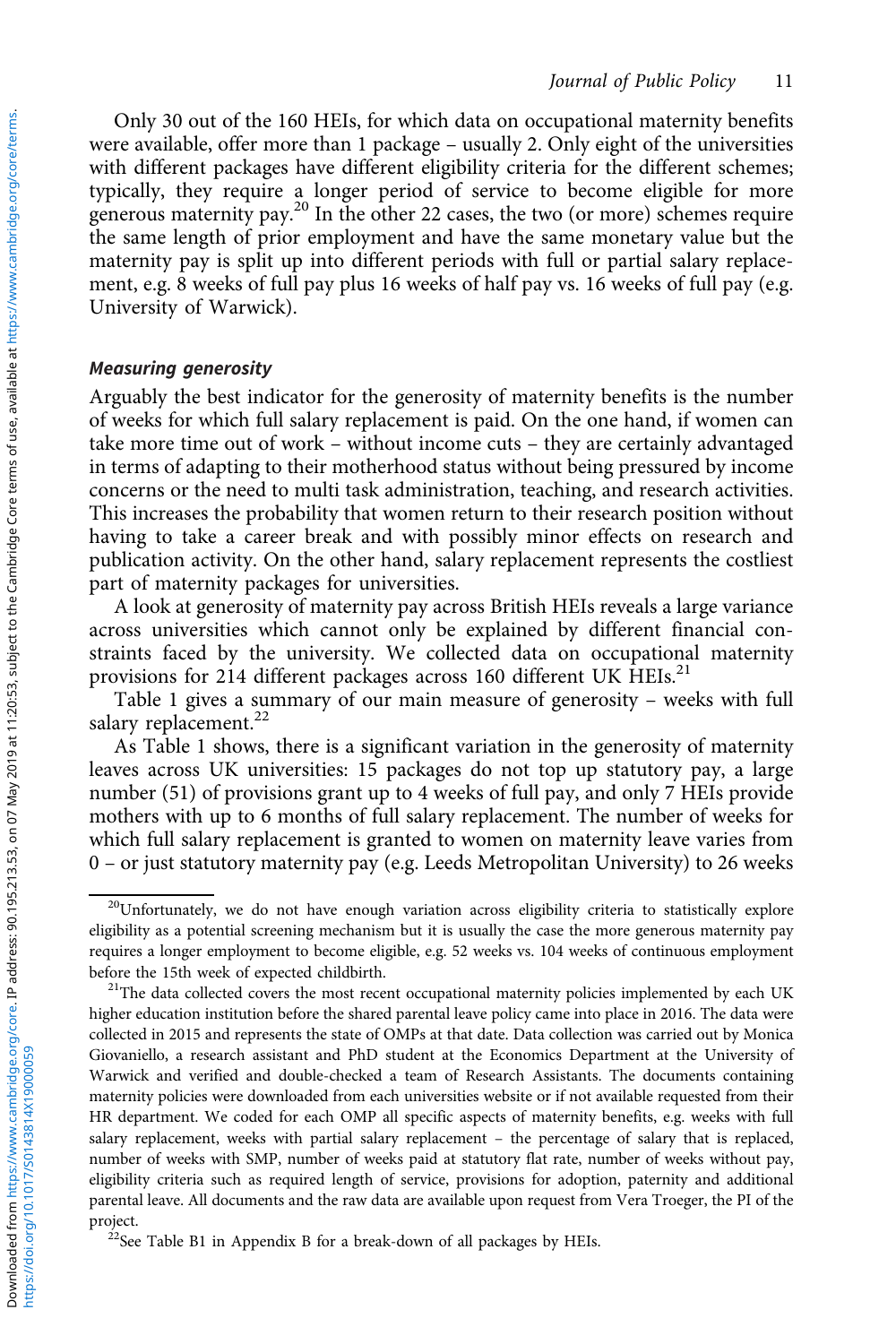Only 30 out of the 160 HEIs, for which data on occupational maternity benefits were available, offer more than 1 package – usually 2. Only eight of the universities with different packages have different eligibility criteria for the different schemes; typically, they require a longer period of service to become eligible for more generous maternity pay.[20] In the other 22 cases, the two (or more) schemes require the same length of prior employment and have the same monetary value but the maternity pay is split up into different periods with full or partial salary replacement, e.g. 8 weeks of full pay plus 16 weeks of half pay vs. 16 weeks of full pay (e.g. University of Warwick).

### *Measuring generosity*

Arguably the best indicator for the generosity of maternity benefits is the number of weeks for which full salary replacement is paid. On the one hand, if women can take more time out of work – without income cuts – they are certainly advantaged in terms of adapting to their motherhood status without being pressured by income concerns or the need to multi task administration, teaching, and research activities. This increases the probability that women return to their research position without having to take a career break and with possibly minor effects on research and publication activity. On the other hand, salary replacement represents the costliest part of maternity packages for universities.

A look at generosity of maternity pay across British HEIs reveals a large variance across universities which cannot only be explained by different financial constraints faced by the university. We collected data on occupational maternity provisions for 214 different packages across 160 different UK HEIs.[21]

Table 1 gives a summary of our main measure of generosity – weeks with full salary replacement.[22]

As Table 1 shows, there is a significant variation in the generosity of maternity leaves across UK universities: 15 packages do not top up statutory pay, a large number (51) of provisions grant up to 4 weeks of full pay, and only 7 HEIs provide mothers with up to 6 months of full salary replacement. The number of weeks for which full salary replacement is granted to women on maternity leave varies from 0 – or just statutory maternity pay (e.g. Leeds Metropolitan University) to 26 weeks

[20] Unfortunately, we do not have enough variation across eligibility criteria to statistically explore eligibility as a potential screening mechanism but it is usually the case the more generous maternity pay requires a longer employment to become eligible, e.g. 52 weeks vs. 104 weeks of continuous employment before the 15th week of expected childbirth.

[21] The data collected covers the most recent occupational maternity policies implemented by each UK higher education institution before the shared parental leave policy came into place in 2016. The data were collected in 2015 and represents the state of OMPs at that date. Data collection was carried out by Monica Giovaniello, a research assistant and PhD student at the Economics Department at the University of Warwick and verified and double-checked a team of Research Assistants. The documents containing maternity policies were downloaded from each universities website or if not available requested from their HR department. We coded for each OMP all specific aspects of maternity benefits, e.g. weeks with full salary replacement, weeks with partial salary replacement – the percentage of salary that is replaced, number of weeks with SMP, number of weeks paid at statutory flat rate, number of weeks without pay, eligibility criteria such as required length of service, provisions for adoption, paternity and additional parental leave. All documents and the raw data are available upon request from Vera Troeger, the PI of the project.

[22] See Table B1 in Appendix B for a break-down of all packages by HEIs.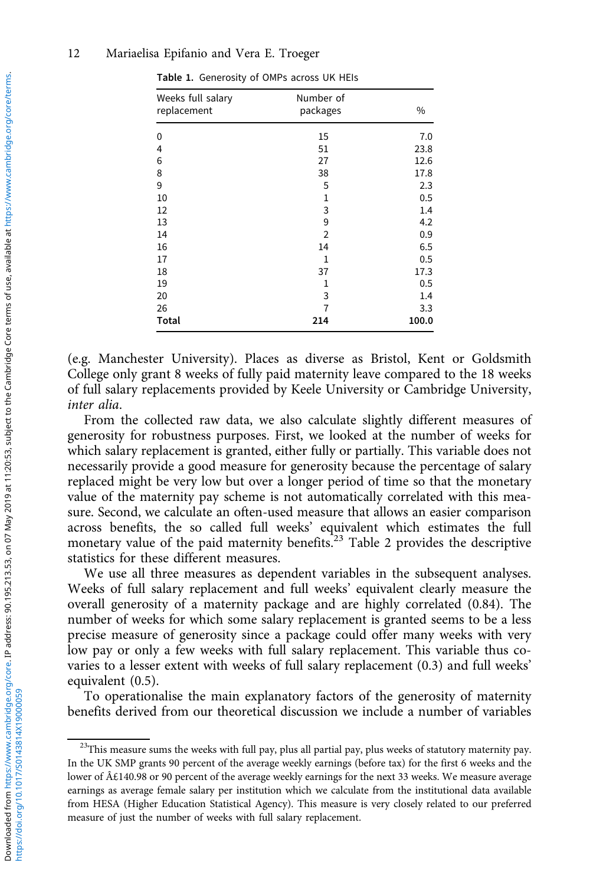**Table 1.** Generosity of OMPs across UK HEIs

| Weeks full salary replacement | Number of packages | % |
|---|---|---|
| 0 | 15 | 7.0 |
| 4 | 51 | 23.8 |
| 6 | 27 | 12.6 |
| 8 | 38 | 17.8 |
| 9 | 5 | 2.3 |
| 10 | 1 | 0.5 |
| 12 | 3 | 1.4 |
| 13 | 9 | 4.2 |
| 14 | 2 | 0.9 |
| 16 | 14 | 6.5 |
| 17 | 1 | 0.5 |
| 18 | 37 | 17.3 |
| 19 | 1 | 0.5 |
| 20 | 3 | 1.4 |
| 26 | 7 | 3.3 |
| **Total** | **214** | **100.0** |

(e.g. Manchester University). Places as diverse as Bristol, Kent or Goldsmith College only grant 8 weeks of fully paid maternity leave compared to the 18 weeks of full salary replacements provided by Keele University or Cambridge University, *inter alia*.

From the collected raw data, we also calculate slightly different measures of generosity for robustness purposes. First, we looked at the number of weeks for which salary replacement is granted, either fully or partially. This variable does not necessarily provide a good measure for generosity because the percentage of salary replaced might be very low but over a longer period of time so that the monetary value of the maternity pay scheme is not automatically correlated with this measure. Second, we calculate an often-used measure that allows an easier comparison across benefits, the so called full weeks' equivalent which estimates the full monetary value of the paid maternity benefits.[23] Table 2 provides the descriptive statistics for these different measures.

We use all three measures as dependent variables in the subsequent analyses. Weeks of full salary replacement and full weeks' equivalent clearly measure the overall generosity of a maternity package and are highly correlated (0.84). The number of weeks for which some salary replacement is granted seems to be a less precise measure of generosity since a package could offer many weeks with very low pay or only a few weeks with full salary replacement. This variable thus co-varies to a lesser extent with weeks of full salary replacement (0.3) and full weeks' equivalent (0.5).

To operationalise the main explanatory factors of the generosity of maternity benefits derived from our theoretical discussion we include a number of variables

[23]This measure sums the weeks with full pay, plus all partial pay, plus weeks of statutory maternity pay. In the UK SMP grants 90 percent of the average weekly earnings (before tax) for the first 6 weeks and the lower of Â£140.98 or 90 percent of the average weekly earnings for the next 33 weeks. We measure average earnings as average female salary per institution which we calculate from the institutional data available from HESA (Higher Education Statistical Agency). This measure is very closely related to our preferred measure of just the number of weeks with full salary replacement.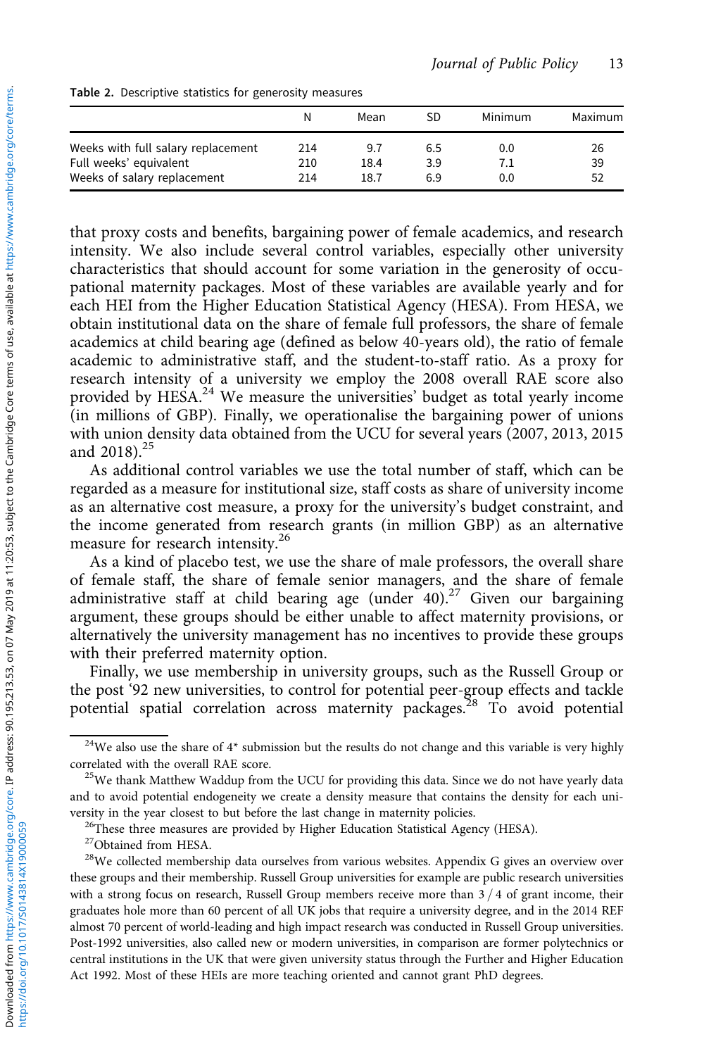Table 2. Descriptive statistics for generosity measures

| | N | Mean | SD | Minimum | Maximum |
|---|---|---|---|---|---|
| Weeks with full salary replacement | 214 | 9.7 | 6.5 | 0.0 | 26 |
| Full weeks' equivalent | 210 | 18.4 | 3.9 | 7.1 | 39 |
| Weeks of salary replacement | 214 | 18.7 | 6.9 | 0.0 | 52 |

that proxy costs and benefits, bargaining power of female academics, and research intensity. We also include several control variables, especially other university characteristics that should account for some variation in the generosity of occupational maternity packages. Most of these variables are available yearly and for each HEI from the Higher Education Statistical Agency (HESA). From HESA, we obtain institutional data on the share of female full professors, the share of female academics at child bearing age (defined as below 40-years old), the ratio of female academic to administrative staff, and the student-to-staff ratio. As a proxy for research intensity of a university we employ the 2008 overall RAE score also provided by HESA.[24] We measure the universities' budget as total yearly income (in millions of GBP). Finally, we operationalise the bargaining power of unions with union density data obtained from the UCU for several years (2007, 2013, 2015 and 2018).[25]

As additional control variables we use the total number of staff, which can be regarded as a measure for institutional size, staff costs as share of university income as an alternative cost measure, a proxy for the university's budget constraint, and the income generated from research grants (in million GBP) as an alternative measure for research intensity.[26]

As a kind of placebo test, we use the share of male professors, the overall share of female staff, the share of female senior managers, and the share of female administrative staff at child bearing age (under 40).[27] Given our bargaining argument, these groups should be either unable to affect maternity provisions, or alternatively the university management has no incentives to provide these groups with their preferred maternity option.

Finally, we use membership in university groups, such as the Russell Group or the post '92 new universities, to control for potential peer-group effects and tackle potential spatial correlation across maternity packages.[28] To avoid potential

[24] We also use the share of 4* submission but the results do not change and this variable is very highly correlated with the overall RAE score.

[25] We thank Matthew Waddup from the UCU for providing this data. Since we do not have yearly data and to avoid potential endogeneity we create a density measure that contains the density for each university in the year closest to but before the last change in maternity policies.

[26] These three measures are provided by Higher Education Statistical Agency (HESA).

[27] Obtained from HESA.

[28] We collected membership data ourselves from various websites. Appendix G gives an overview over these groups and their membership. Russell Group universities for example are public research universities with a strong focus on research, Russell Group members receive more than 3 / 4 of grant income, their graduates hole more than 60 percent of all UK jobs that require a university degree, and in the 2014 REF almost 70 percent of world-leading and high impact research was conducted in Russell Group universities. Post-1992 universities, also called new or modern universities, in comparison are former polytechnics or central institutions in the UK that were given university status through the Further and Higher Education Act 1992. Most of these HEIs are more teaching oriented and cannot grant PhD degrees.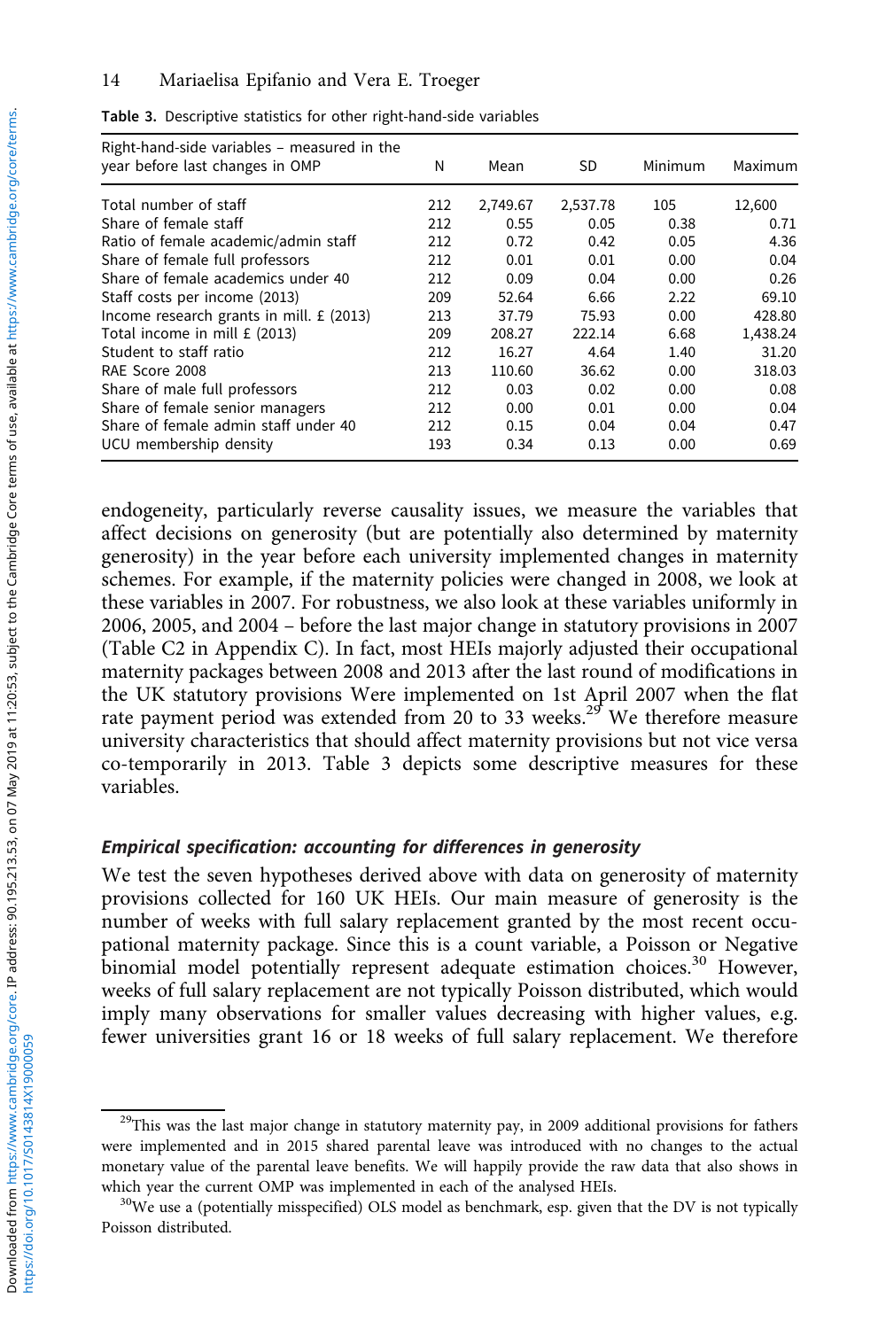Table 3. Descriptive statistics for other right-hand-side variables

| Right-hand-side variables – measured in the year before last changes in OMP | N | Mean | SD | Minimum | Maximum |
|---|---|---|---|---|---|
| Total number of staff | 212 | 2,749.67 | 2,537.78 | 105 | 12,600 |
| Share of female staff | 212 | 0.55 | 0.05 | 0.38 | 0.71 |
| Ratio of female academic/admin staff | 212 | 0.72 | 0.42 | 0.05 | 4.36 |
| Share of female full professors | 212 | 0.01 | 0.01 | 0.00 | 0.04 |
| Share of female academics under 40 | 212 | 0.09 | 0.04 | 0.00 | 0.26 |
| Staff costs per income (2013) | 209 | 52.64 | 6.66 | 2.22 | 69.10 |
| Income research grants in mill. £ (2013) | 213 | 37.79 | 75.93 | 0.00 | 428.80 |
| Total income in mill £ (2013) | 209 | 208.27 | 222.14 | 6.68 | 1,438.24 |
| Student to staff ratio | 212 | 16.27 | 4.64 | 1.40 | 31.20 |
| RAE Score 2008 | 213 | 110.60 | 36.62 | 0.00 | 318.03 |
| Share of male full professors | 212 | 0.03 | 0.02 | 0.00 | 0.08 |
| Share of female senior managers | 212 | 0.00 | 0.01 | 0.00 | 0.04 |
| Share of female admin staff under 40 | 212 | 0.15 | 0.04 | 0.04 | 0.47 |
| UCU membership density | 193 | 0.34 | 0.13 | 0.00 | 0.69 |

endogeneity, particularly reverse causality issues, we measure the variables that affect decisions on generosity (but are potentially also determined by maternity generosity) in the year before each university implemented changes in maternity schemes. For example, if the maternity policies were changed in 2008, we look at these variables in 2007. For robustness, we also look at these variables uniformly in 2006, 2005, and 2004 – before the last major change in statutory provisions in 2007 (Table C2 in Appendix C). In fact, most HEIs majorly adjusted their occupational maternity packages between 2008 and 2013 after the last round of modifications in the UK statutory provisions Were implemented on 1st April 2007 when the flat rate payment period was extended from 20 to 33 weeks.[29] We therefore measure university characteristics that should affect maternity provisions but not vice versa co-temporarily in 2013. Table 3 depicts some descriptive measures for these variables.

### *Empirical specification: accounting for differences in generosity*

We test the seven hypotheses derived above with data on generosity of maternity provisions collected for 160 UK HEIs. Our main measure of generosity is the number of weeks with full salary replacement granted by the most recent occupational maternity package. Since this is a count variable, a Poisson or Negative binomial model potentially represent adequate estimation choices.[30] However, weeks of full salary replacement are not typically Poisson distributed, which would imply many observations for smaller values decreasing with higher values, e.g. fewer universities grant 16 or 18 weeks of full salary replacement. We therefore

[29] This was the last major change in statutory maternity pay, in 2009 additional provisions for fathers were implemented and in 2015 shared parental leave was introduced with no changes to the actual monetary value of the parental leave benefits. We will happily provide the raw data that also shows in which year the current OMP was implemented in each of the analysed HEIs.

[30] We use a (potentially misspecified) OLS model as benchmark, esp. given that the DV is not typically Poisson distributed.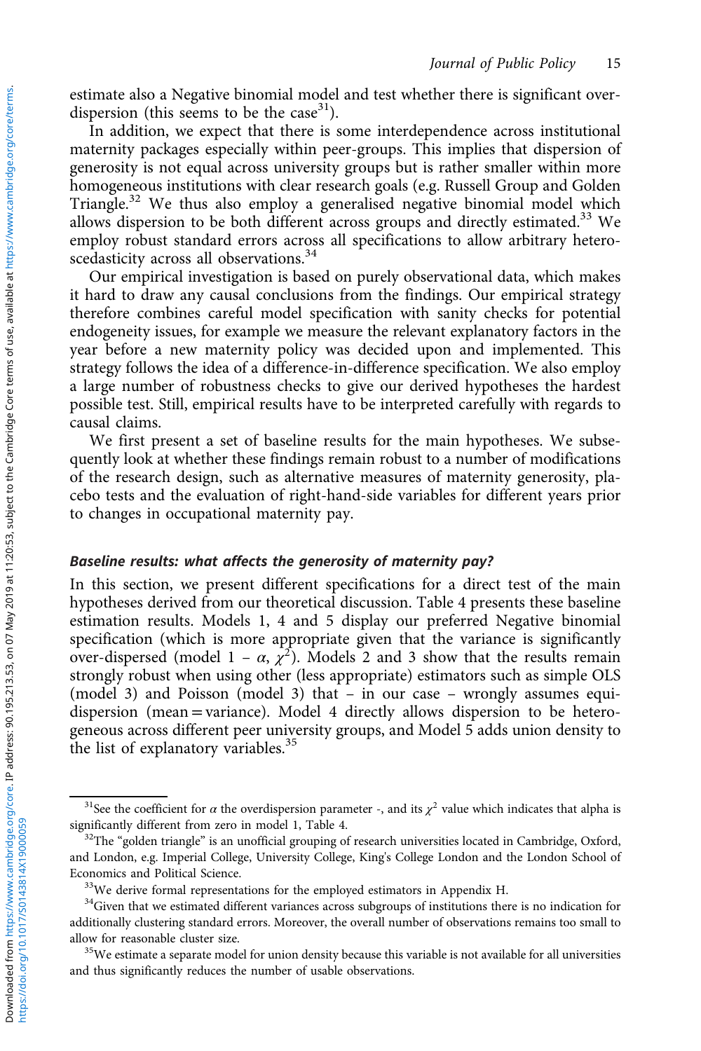estimate also a Negative binomial model and test whether there is significant over-dispersion (this seems to be the case[31]).

In addition, we expect that there is some interdependence across institutional maternity packages especially within peer-groups. This implies that dispersion of generosity is not equal across university groups but is rather smaller within more homogeneous institutions with clear research goals (e.g. Russell Group and Golden Triangle.[32] We thus also employ a generalised negative binomial model which allows dispersion to be both different across groups and directly estimated.[33] We employ robust standard errors across all specifications to allow arbitrary heteroscedasticity across all observations.[34]

Our empirical investigation is based on purely observational data, which makes it hard to draw any causal conclusions from the findings. Our empirical strategy therefore combines careful model specification with sanity checks for potential endogeneity issues, for example we measure the relevant explanatory factors in the year before a new maternity policy was decided upon and implemented. This strategy follows the idea of a difference-in-difference specification. We also employ a large number of robustness checks to give our derived hypotheses the hardest possible test. Still, empirical results have to be interpreted carefully with regards to causal claims.

We first present a set of baseline results for the main hypotheses. We subsequently look at whether these findings remain robust to a number of modifications of the research design, such as alternative measures of maternity generosity, placebo tests and the evaluation of right-hand-side variables for different years prior to changes in occupational maternity pay.

### *Baseline results: what affects the generosity of maternity pay?*

In this section, we present different specifications for a direct test of the main hypotheses derived from our theoretical discussion. Table 4 presents these baseline estimation results. Models 1, 4 and 5 display our preferred Negative binomial specification (which is more appropriate given that the variance is significantly over-dispersed (model 1 – $\alpha$, $\chi^2$). Models 2 and 3 show that the results remain strongly robust when using other (less appropriate) estimators such as simple OLS (model 3) and Poisson (model 3) that – in our case – wrongly assumes equi-dispersion (mean = variance). Model 4 directly allows dispersion to be heterogeneous across different peer university groups, and Model 5 adds union density to the list of explanatory variables.[35]

---

[31] See the coefficient for $\alpha$ the overdispersion parameter -, and its $\chi^2$ value which indicates that alpha is significantly different from zero in model 1, Table 4.

[32] The "golden triangle" is an unofficial grouping of research universities located in Cambridge, Oxford, and London, e.g. Imperial College, University College, King's College London and the London School of Economics and Political Science.

[33] We derive formal representations for the employed estimators in Appendix H.

[34] Given that we estimated different variances across subgroups of institutions there is no indication for additionally clustering standard errors. Moreover, the overall number of observations remains too small to allow for reasonable cluster size.

[35] We estimate a separate model for union density because this variable is not available for all universities and thus significantly reduces the number of usable observations.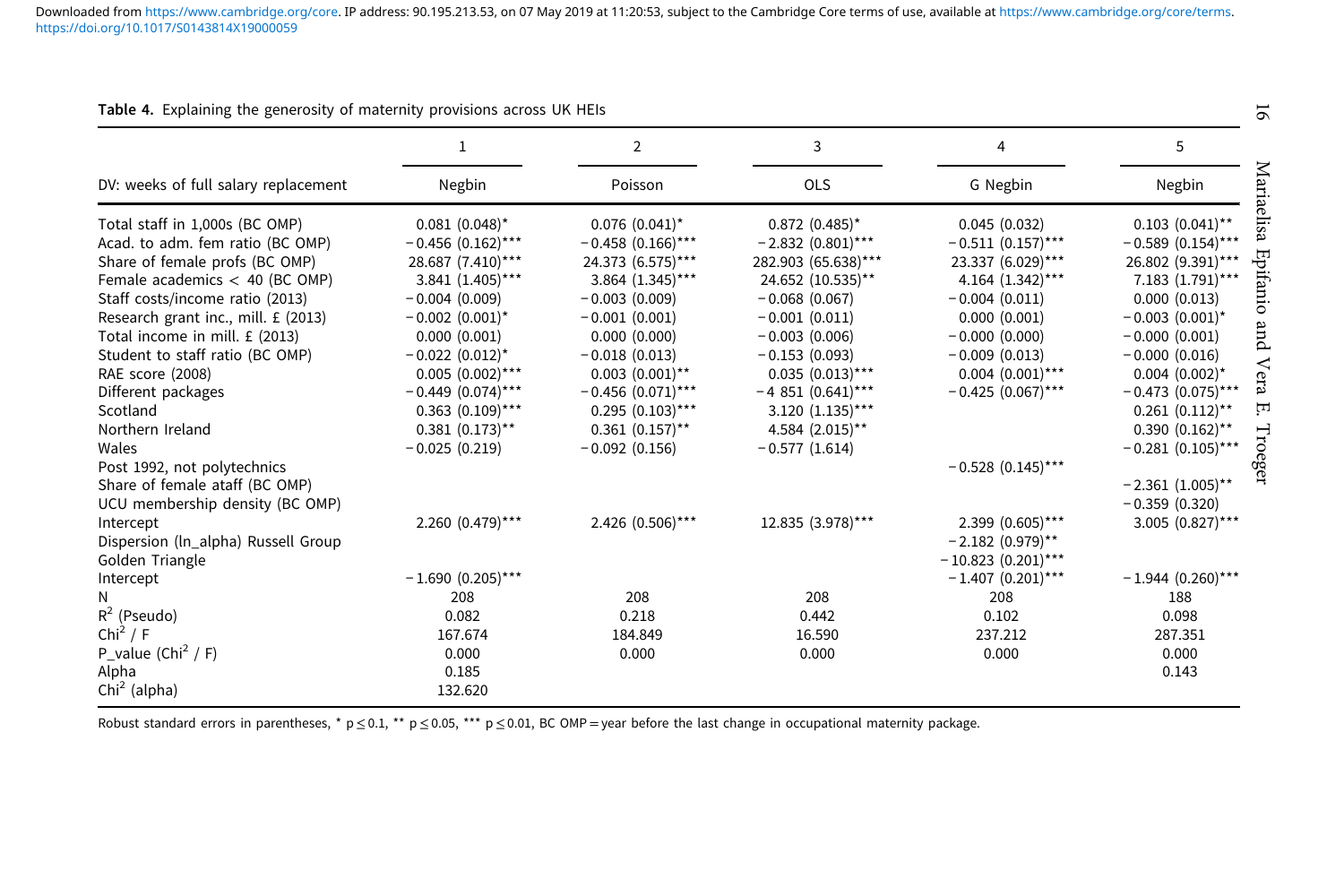**Table 4.** Explaining the generosity of maternity provisions across UK HEIs

| DV: weeks of full salary replacement | 1 Negbin | 2 Poisson | 3 OLS | 4 G Negbin | 5 Negbin |
|---|---|---|---|---|---|
| Total staff in 1,000s (BC OMP) | 0.081 (0.048)* | 0.076 (0.041)* | 0.872 (0.485)* | 0.045 (0.032) | 0.103 (0.041)** |
| Acad. to adm. fem ratio (BC OMP) | −0.456 (0.162)*** | −0.458 (0.166)*** | −2.832 (0.801)*** | −0.511 (0.157)*** | −0.589 (0.154)*** |
| Share of female profs (BC OMP) | 28.687 (7.410)*** | 24.373 (6.575)*** | 282.903 (65.638)*** | 23.337 (6.029)*** | 26.802 (9.391)*** |
| Female academics < 40 (BC OMP) | 3.841 (1.405)*** | 3.864 (1.345)*** | 24.652 (10.535)** | 4.164 (1.342)*** | 7.183 (1.791)*** |
| Staff costs/income ratio (2013) | −0.004 (0.009) | −0.003 (0.009) | −0.068 (0.067) | −0.004 (0.011) | 0.000 (0.013) |
| Research grant inc., mill. £ (2013) | −0.002 (0.001)* | −0.001 (0.001) | −0.001 (0.011) | 0.000 (0.001) | −0.003 (0.001)* |
| Total income in mill. £ (2013) | 0.000 (0.001) | 0.000 (0.000) | −0.003 (0.006) | −0.000 (0.000) | −0.000 (0.001) |
| Student to staff ratio (BC OMP) | −0.022 (0.012)* | −0.018 (0.013) | −0.153 (0.093) | −0.009 (0.013) | −0.000 (0.016) |
| RAE score (2008) | 0.005 (0.002)*** | 0.003 (0.001)** | 0.035 (0.013)*** | 0.004 (0.001)*** | 0.004 (0.002)* |
| Different packages | −0.449 (0.074)*** | −0.456 (0.071)*** | −4 851 (0.641)*** | −0.425 (0.067)*** | −0.473 (0.075)*** |
| Scotland | 0.363 (0.109)*** | 0.295 (0.103)*** | 3.120 (1.135)*** | | 0.261 (0.112)** |
| Northern Ireland | 0.381 (0.173)** | 0.361 (0.157)** | 4.584 (2.015)** | | 0.390 (0.162)** |
| Wales | −0.025 (0.219) | −0.092 (0.156) | −0.577 (1.614) | | −0.281 (0.105)*** |
| Post 1992, not polytechnics | | | | −0.528 (0.145)*** | |
| Share of female ataff (BC OMP) | | | | | −2.361 (1.005)** |
| UCU membership density (BC OMP) | | | | | −0.359 (0.320) |
| Intercept | 2.260 (0.479)*** | 2.426 (0.506)*** | 12.835 (3.978)*** | 2.399 (0.605)*** | 3.005 (0.827)*** |
| Dispersion (ln_alpha) Russell Group | | | | −2.182 (0.979)** | |
| Golden Triangle | | | | −10.823 (0.201)*** | |
| Intercept | −1.690 (0.205)*** | | | −1.407 (0.201)*** | −1.944 (0.260)*** |
| N | 208 | 208 | 208 | 208 | 188 |
| $R^2$ (Pseudo) | 0.082 | 0.218 | 0.442 | 0.102 | 0.098 |
| $Chi^2$ / F | 167.674 | 184.849 | 16.590 | 237.212 | 287.351 |
| P_value ($Chi^2$ / F) | 0.000 | 0.000 | 0.000 | 0.000 | 0.000 |
| Alpha | 0.185 | | | | 0.143 |
| $Chi^2$ (alpha) | 132.620 | | | | |

Robust standard errors in parentheses, * $p \leq 0.1$, ** $p \leq 0.05$, *** $p \leq 0.01$, BC OMP = year before the last change in occupational maternity package.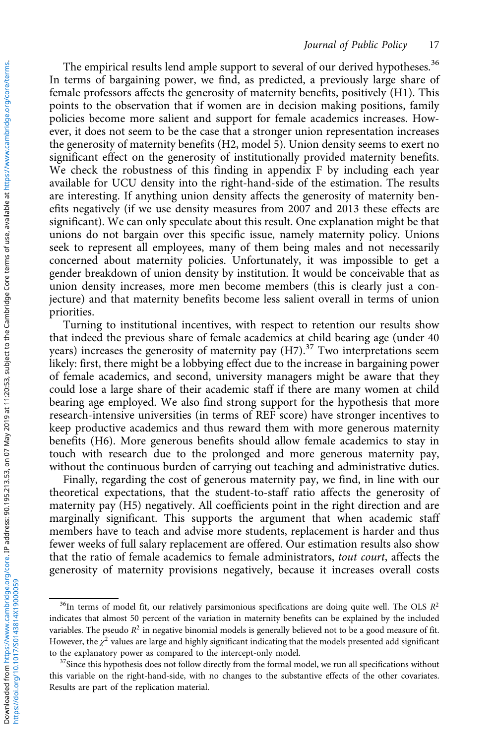The empirical results lend ample support to several of our derived hypotheses.[36] In terms of bargaining power, we find, as predicted, a previously large share of female professors affects the generosity of maternity benefits, positively (H1). This points to the observation that if women are in decision making positions, family policies become more salient and support for female academics increases. However, it does not seem to be the case that a stronger union representation increases the generosity of maternity benefits (H2, model 5). Union density seems to exert no significant effect on the generosity of institutionally provided maternity benefits. We check the robustness of this finding in appendix F by including each year available for UCU density into the right-hand-side of the estimation. The results are interesting. If anything union density affects the generosity of maternity benefits negatively (if we use density measures from 2007 and 2013 these effects are significant). We can only speculate about this result. One explanation might be that unions do not bargain over this specific issue, namely maternity policy. Unions seek to represent all employees, many of them being males and not necessarily concerned about maternity policies. Unfortunately, it was impossible to get a gender breakdown of union density by institution. It would be conceivable that as union density increases, more men become members (this is clearly just a conjecture) and that maternity benefits become less salient overall in terms of union priorities.

Turning to institutional incentives, with respect to retention our results show that indeed the previous share of female academics at child bearing age (under 40 years) increases the generosity of maternity pay (H7).[37] Two interpretations seem likely: first, there might be a lobbying effect due to the increase in bargaining power of female academics, and second, university managers might be aware that they could lose a large share of their academic staff if there are many women at child bearing age employed. We also find strong support for the hypothesis that more research-intensive universities (in terms of REF score) have stronger incentives to keep productive academics and thus reward them with more generous maternity benefits (H6). More generous benefits should allow female academics to stay in touch with research due to the prolonged and more generous maternity pay, without the continuous burden of carrying out teaching and administrative duties.

Finally, regarding the cost of generous maternity pay, we find, in line with our theoretical expectations, that the student-to-staff ratio affects the generosity of maternity pay (H5) negatively. All coefficients point in the right direction and are marginally significant. This supports the argument that when academic staff members have to teach and advise more students, replacement is harder and thus fewer weeks of full salary replacement are offered. Our estimation results also show that the ratio of female academics to female administrators, *tout court*, affects the generosity of maternity provisions negatively, because it increases overall costs

[36]In terms of model fit, our relatively parsimonious specifications are doing quite well. The OLS $R^2$ indicates that almost 50 percent of the variation in maternity benefits can be explained by the included variables. The pseudo $R^2$ in negative binomial models is generally believed not to be a good measure of fit. However, the $\chi^2$ values are large and highly significant indicating that the models presented add significant to the explanatory power as compared to the intercept-only model.

[37]Since this hypothesis does not follow directly from the formal model, we run all specifications without this variable on the right-hand-side, with no changes to the substantive effects of the other covariates. Results are part of the replication material.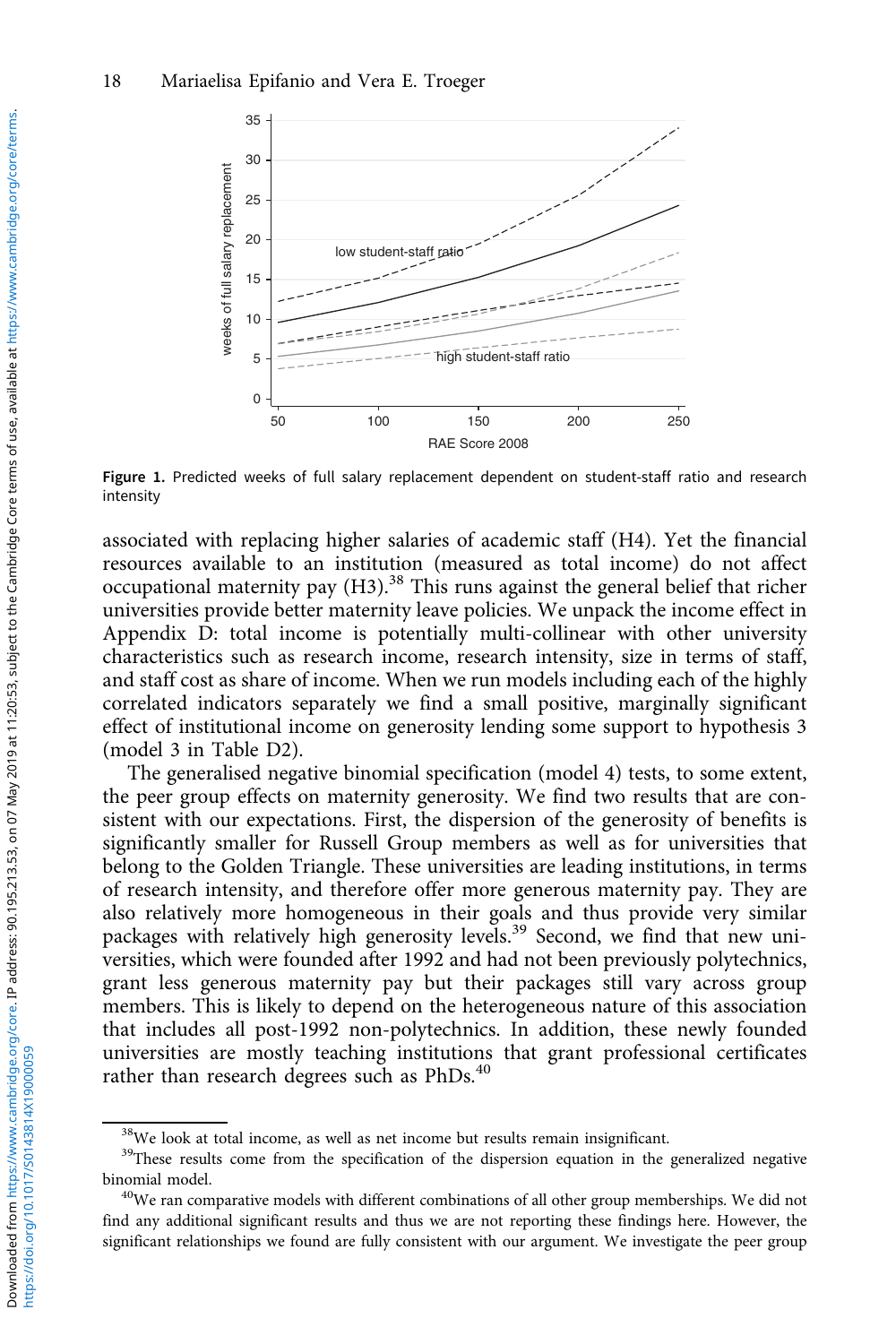Figure 1. Predicted weeks of full salary replacement dependent on student-staff ratio and research intensity

associated with replacing higher salaries of academic staff (H4). Yet the financial resources available to an institution (measured as total income) do not affect occupational maternity pay (H3).[38] This runs against the general belief that richer universities provide better maternity leave policies. We unpack the income effect in Appendix D: total income is potentially multi-collinear with other university characteristics such as research income, research intensity, size in terms of staff, and staff cost as share of income. When we run models including each of the highly correlated indicators separately we find a small positive, marginally significant effect of institutional income on generosity lending some support to hypothesis 3 (model 3 in Table D2).

The generalised negative binomial specification (model 4) tests, to some extent, the peer group effects on maternity generosity. We find two results that are consistent with our expectations. First, the dispersion of the generosity of benefits is significantly smaller for Russell Group members as well as for universities that belong to the Golden Triangle. These universities are leading institutions, in terms of research intensity, and therefore offer more generous maternity pay. They are also relatively more homogeneous in their goals and thus provide very similar packages with relatively high generosity levels.[39] Second, we find that new universities, which were founded after 1992 and had not been previously polytechnics, grant less generous maternity pay but their packages still vary across group members. This is likely to depend on the heterogeneous nature of this association that includes all post-1992 non-polytechnics. In addition, these newly founded universities are mostly teaching institutions that grant professional certificates rather than research degrees such as PhDs.[40]

[38]We look at total income, as well as net income but results remain insignificant.

[39]These results come from the specification of the dispersion equation in the generalized negative binomial model.

[40]We ran comparative models with different combinations of all other group memberships. We did not find any additional significant results and thus we are not reporting these findings here. However, the significant relationships we found are fully consistent with our argument. We investigate the peer group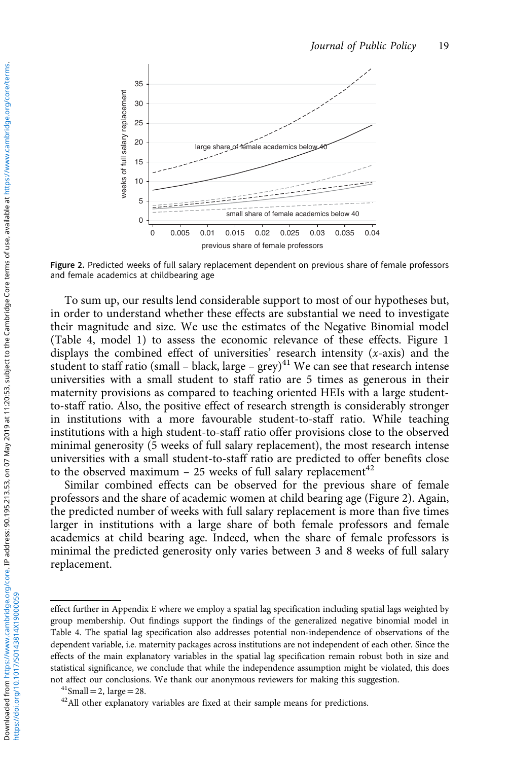Figure 2. Predicted weeks of full salary replacement dependent on previous share of female professors and female academics at childbearing age

To sum up, our results lend considerable support to most of our hypotheses but, in order to understand whether these effects are substantial we need to investigate their magnitude and size. We use the estimates of the Negative Binomial model (Table 4, model 1) to assess the economic relevance of these effects. Figure 1 displays the combined effect of universities' research intensity (*x*-axis) and the student to staff ratio (small – black, large – grey)[41] We can see that research intense universities with a small student to staff ratio are 5 times as generous in their maternity provisions as compared to teaching oriented HEIs with a large student-to-staff ratio. Also, the positive effect of research strength is considerably stronger in institutions with a more favourable student-to-staff ratio. While teaching institutions with a high student-to-staff ratio offer provisions close to the observed minimal generosity (5 weeks of full salary replacement), the most research intense universities with a small student-to-staff ratio are predicted to offer benefits close to the observed maximum – 25 weeks of full salary replacement[42]

Similar combined effects can be observed for the previous share of female professors and the share of academic women at child bearing age (Figure 2). Again, the predicted number of weeks with full salary replacement is more than five times larger in institutions with a large share of both female professors and female academics at child bearing age. Indeed, when the share of female professors is minimal the predicted generosity only varies between 3 and 8 weeks of full salary replacement.

---

effect further in Appendix E where we employ a spatial lag specification including spatial lags weighted by group membership. Out findings support the findings of the generalized negative binomial model in Table 4. The spatial lag specification also addresses potential non-independence of observations of the dependent variable, i.e. maternity packages across institutions are not independent of each other. Since the effects of the main explanatory variables in the spatial lag specification remain robust both in size and statistical significance, we conclude that while the independence assumption might be violated, this does not affect our conclusions. We thank our anonymous reviewers for making this suggestion.

[41] Small = 2, large = 28.

[42] All other explanatory variables are fixed at their sample means for predictions.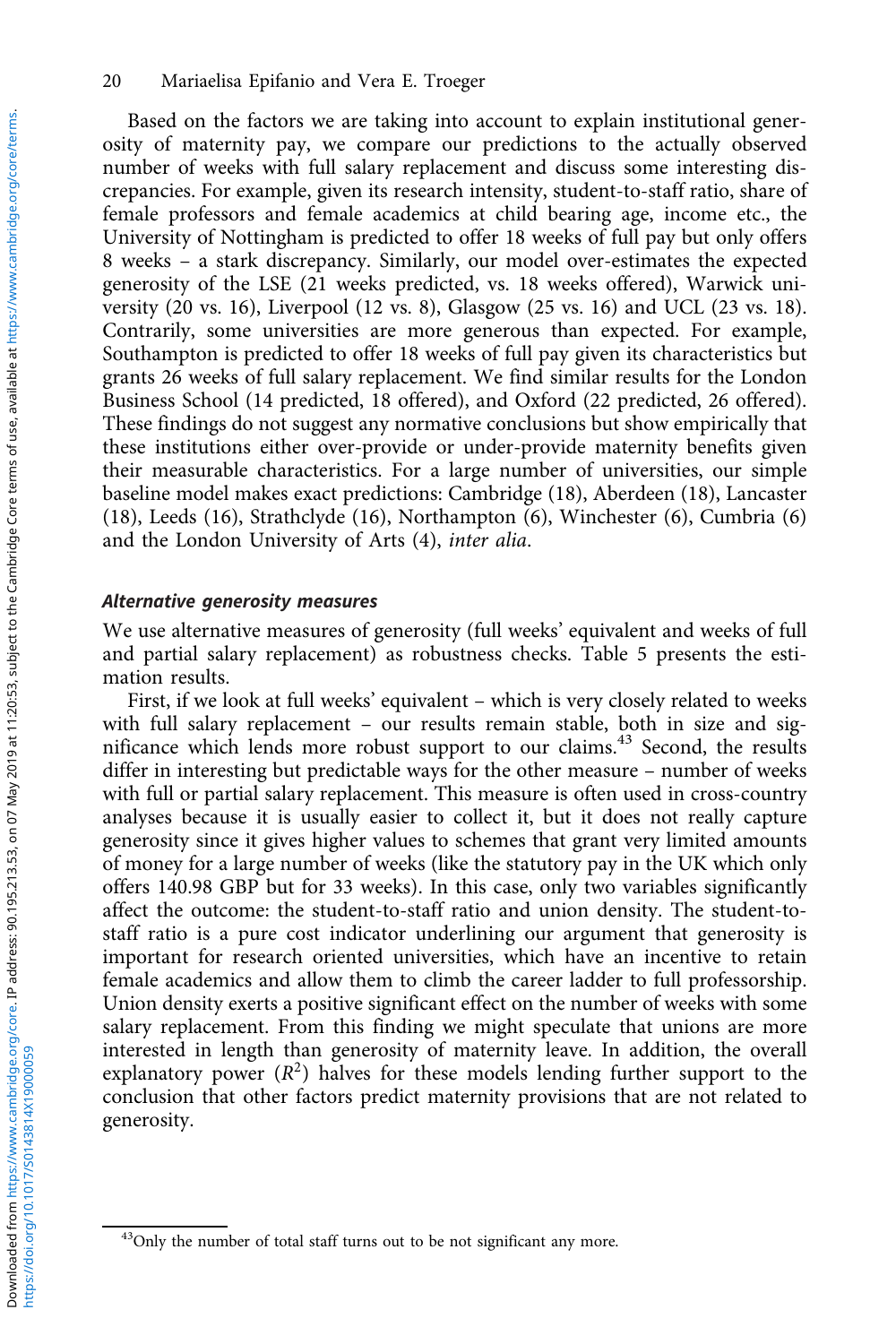Based on the factors we are taking into account to explain institutional generosity of maternity pay, we compare our predictions to the actually observed number of weeks with full salary replacement and discuss some interesting discrepancies. For example, given its research intensity, student-to-staff ratio, share of female professors and female academics at child bearing age, income etc., the University of Nottingham is predicted to offer 18 weeks of full pay but only offers 8 weeks – a stark discrepancy. Similarly, our model over-estimates the expected generosity of the LSE (21 weeks predicted, vs. 18 weeks offered), Warwick university (20 vs. 16), Liverpool (12 vs. 8), Glasgow (25 vs. 16) and UCL (23 vs. 18). Contrarily, some universities are more generous than expected. For example, Southampton is predicted to offer 18 weeks of full pay given its characteristics but grants 26 weeks of full salary replacement. We find similar results for the London Business School (14 predicted, 18 offered), and Oxford (22 predicted, 26 offered). These findings do not suggest any normative conclusions but show empirically that these institutions either over-provide or under-provide maternity benefits given their measurable characteristics. For a large number of universities, our simple baseline model makes exact predictions: Cambridge (18), Aberdeen (18), Lancaster (18), Leeds (16), Strathclyde (16), Northampton (6), Winchester (6), Cumbria (6) and the London University of Arts (4), *inter alia*.

### *Alternative generosity measures*

We use alternative measures of generosity (full weeks' equivalent and weeks of full and partial salary replacement) as robustness checks. Table 5 presents the estimation results.

First, if we look at full weeks' equivalent – which is very closely related to weeks with full salary replacement – our results remain stable, both in size and significance which lends more robust support to our claims.[43] Second, the results differ in interesting but predictable ways for the other measure – number of weeks with full or partial salary replacement. This measure is often used in cross-country analyses because it is usually easier to collect it, but it does not really capture generosity since it gives higher values to schemes that grant very limited amounts of money for a large number of weeks (like the statutory pay in the UK which only offers 140.98 GBP but for 33 weeks). In this case, only two variables significantly affect the outcome: the student-to-staff ratio and union density. The student-to-staff ratio is a pure cost indicator underlining our argument that generosity is important for research oriented universities, which have an incentive to retain female academics and allow them to climb the career ladder to full professorship. Union density exerts a positive significant effect on the number of weeks with some salary replacement. From this finding we might speculate that unions are more interested in length than generosity of maternity leave. In addition, the overall explanatory power ($R^2$) halves for these models lending further support to the conclusion that other factors predict maternity provisions that are not related to generosity.

[43]Only the number of total staff turns out to be not significant any more.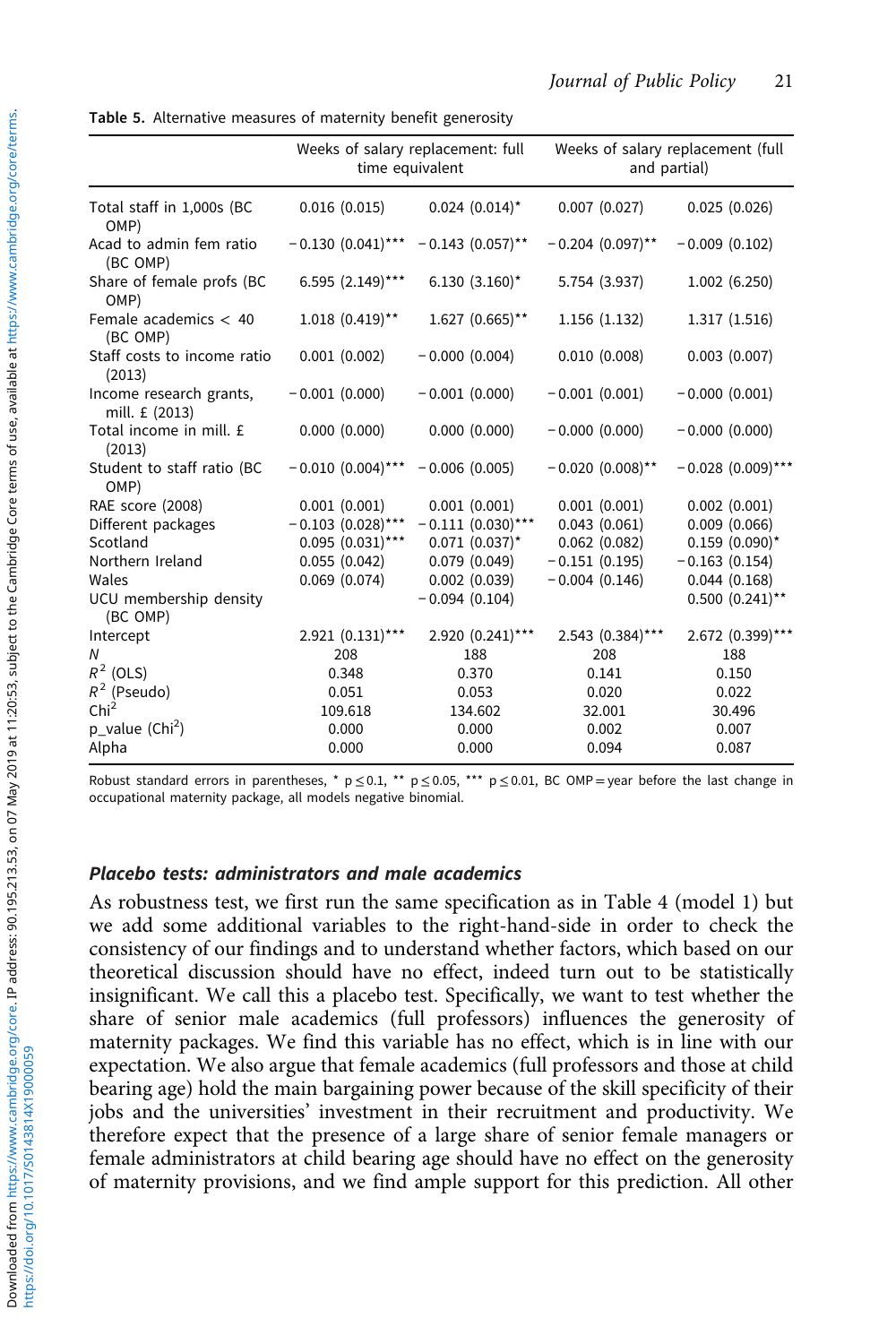**Table 5.** Alternative measures of maternity benefit generosity

| | Weeks of salary replacement: full time equivalent | | Weeks of salary replacement (full and partial) | |
|---|---|---|---|---|
| Total staff in 1,000s (BC OMP) | 0.016 (0.015) | 0.024 (0.014)* | 0.007 (0.027) | 0.025 (0.026) |
| Acad to admin fem ratio (BC OMP) | −0.130 (0.041)*** | −0.143 (0.057)** | −0.204 (0.097)** | −0.009 (0.102) |
| Share of female profs (BC OMP) | 6.595 (2.149)*** | 6.130 (3.160)* | 5.754 (3.937) | 1.002 (6.250) |
| Female academics < 40 (BC OMP) | 1.018 (0.419)** | 1.627 (0.665)** | 1.156 (1.132) | 1.317 (1.516) |
| Staff costs to income ratio (2013) | 0.001 (0.002) | −0.000 (0.004) | 0.010 (0.008) | 0.003 (0.007) |
| Income research grants, mill. £ (2013) | −0.001 (0.000) | −0.001 (0.000) | −0.001 (0.001) | −0.000 (0.001) |
| Total income in mill. £ (2013) | 0.000 (0.000) | 0.000 (0.000) | −0.000 (0.000) | −0.000 (0.000) |
| Student to staff ratio (BC OMP) | −0.010 (0.004)*** | −0.006 (0.005) | −0.020 (0.008)** | −0.028 (0.009)*** |
| RAE score (2008) | 0.001 (0.001) | 0.001 (0.001) | 0.001 (0.001) | 0.002 (0.001) |
| Different packages | −0.103 (0.028)*** | −0.111 (0.030)*** | 0.043 (0.061) | 0.009 (0.066) |
| Scotland | 0.095 (0.031)*** | 0.071 (0.037)* | 0.062 (0.082) | 0.159 (0.090)* |
| Northern Ireland | 0.055 (0.042) | 0.079 (0.049) | −0.151 (0.195) | −0.163 (0.154) |
| Wales | 0.069 (0.074) | 0.002 (0.039) | −0.004 (0.146) | 0.044 (0.168) |
| UCU membership density (BC OMP) | | −0.094 (0.104) | | 0.500 (0.241)** |
| Intercept | 2.921 (0.131)*** | 2.920 (0.241)*** | 2.543 (0.384)*** | 2.672 (0.399)*** |
| $N$ | 208 | 188 | 208 | 188 |
| $R^2$ (OLS) | 0.348 | 0.370 | 0.141 | 0.150 |
| $R^2$ (Pseudo) | 0.051 | 0.053 | 0.020 | 0.022 |
| $\text{Chi}^2$ | 109.618 | 134.602 | 32.001 | 30.496 |
| p_value ($\text{Chi}^2$) | 0.000 | 0.000 | 0.002 | 0.007 |
| Alpha | 0.000 | 0.000 | 0.094 | 0.087 |

Robust standard errors in parentheses, * $p \leq 0.1$, ** $p \leq 0.05$, *** $p \leq 0.01$, BC OMP = year before the last change in occupational maternity package, all models negative binomial.

#### *Placebo tests: administrators and male academics*

As robustness test, we first run the same specification as in Table 4 (model 1) but we add some additional variables to the right-hand-side in order to check the consistency of our findings and to understand whether factors, which based on our theoretical discussion should have no effect, indeed turn out to be statistically insignificant. We call this a placebo test. Specifically, we want to test whether the share of senior male academics (full professors) influences the generosity of maternity packages. We find this variable has no effect, which is in line with our expectation. We also argue that female academics (full professors and those at child bearing age) hold the main bargaining power because of the skill specificity of their jobs and the universities' investment in their recruitment and productivity. We therefore expect that the presence of a large share of senior female managers or female administrators at child bearing age should have no effect on the generosity of maternity provisions, and we find ample support for this prediction. All other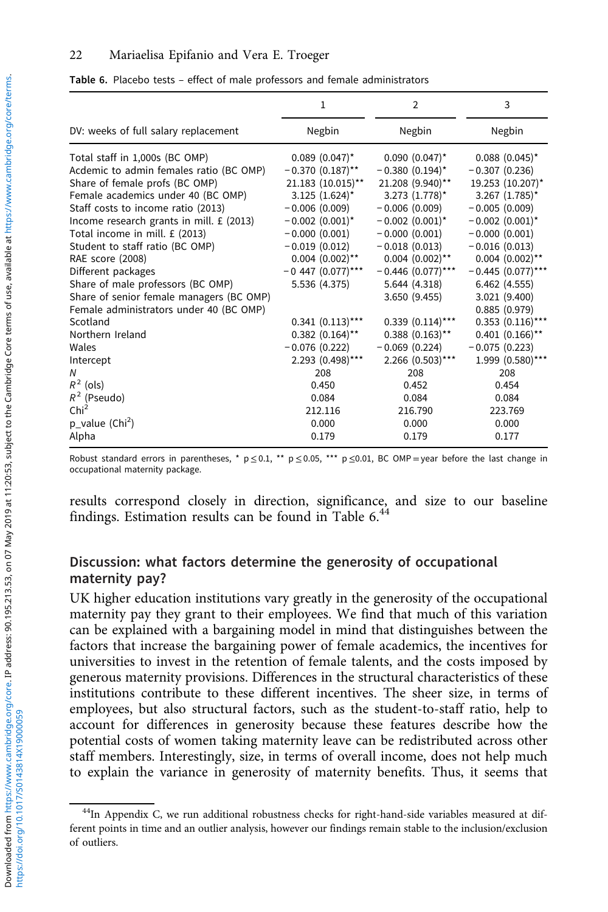Table 6. Placebo tests – effect of male professors and female administrators

| | 1 | 2 | 3 |
|---|---|---|---|
| DV: weeks of full salary replacement | Negbin | Negbin | Negbin |
| Total staff in 1,000s (BC OMP) | 0.089 (0.047)* | 0.090 (0.047)* | 0.088 (0.045)* |
| Acdemic to admin females ratio (BC OMP) | −0.370 (0.187)** | −0.380 (0.194)* | −0.307 (0.236) |
| Share of female profs (BC OMP) | 21.183 (10.015)** | 21.208 (9.940)** | 19.253 (10.207)* |
| Female academics under 40 (BC OMP) | 3.125 (1.624)* | 3.273 (1.778)* | 3.267 (1.785)* |
| Staff costs to income ratio (2013) | −0.006 (0.009) | −0.006 (0.009) | −0.005 (0.009) |
| Income research grants in mill. £ (2013) | −0.002 (0.001)* | −0.002 (0.001)* | −0.002 (0.001)* |
| Total income in mill. £ (2013) | −0.000 (0.001) | −0.000 (0.001) | −0.000 (0.001) |
| Student to staff ratio (BC OMP) | −0.019 (0.012) | −0.018 (0.013) | −0.016 (0.013) |
| RAE score (2008) | 0.004 (0.002)** | 0.004 (0.002)** | 0.004 (0.002)** |
| Different packages | −0 447 (0.077)*** | −0.446 (0.077)*** | −0.445 (0.077)*** |
| Share of male professors (BC OMP) | 5.536 (4.375) | 5.644 (4.318) | 6.462 (4.555) |
| Share of senior female managers (BC OMP) | | 3.650 (9.455) | 3.021 (9.400) |
| Female administrators under 40 (BC OMP) | | | 0.885 (0.979) |
| Scotland | 0.341 (0.113)*** | 0.339 (0.114)*** | 0.353 (0.116)*** |
| Northern Ireland | 0.382 (0.164)** | 0.388 (0.163)** | 0.401 (0.166)** |
| Wales | −0.076 (0.222) | −0.069 (0.224) | −0.075 (0.223) |
| Intercept | 2.293 (0.498)*** | 2.266 (0.503)*** | 1.999 (0.580)*** |
| N | 208 | 208 | 208 |
| $R^2$ (ols) | 0.450 | 0.452 | 0.454 |
| $R^2$ (Pseudo) | 0.084 | 0.084 | 0.084 |
| $Chi^2$ | 212.116 | 216.790 | 223.769 |
| p_value ($Chi^2$) | 0.000 | 0.000 | 0.000 |
| Alpha | 0.179 | 0.179 | 0.177 |

Robust standard errors in parentheses, * p ≤ 0.1, ** p ≤ 0.05, *** p ≤ 0.01, BC OMP = year before the last change in occupational maternity package.

results correspond closely in direction, significance, and size to our baseline findings. Estimation results can be found in Table 6.[44]

## Discussion: what factors determine the generosity of occupational maternity pay?

UK higher education institutions vary greatly in the generosity of the occupational maternity pay they grant to their employees. We find that much of this variation can be explained with a bargaining model in mind that distinguishes between the factors that increase the bargaining power of female academics, the incentives for universities to invest in the retention of female talents, and the costs imposed by generous maternity provisions. Differences in the structural characteristics of these institutions contribute to these different incentives. The sheer size, in terms of employees, but also structural factors, such as the student-to-staff ratio, help to account for differences in generosity because these features describe how the potential costs of women taking maternity leave can be redistributed across other staff members. Interestingly, size, in terms of overall income, does not help much to explain the variance in generosity of maternity benefits. Thus, it seems that

[44]In Appendix C, we run additional robustness checks for right-hand-side variables measured at different points in time and an outlier analysis, however our findings remain stable to the inclusion/exclusion of outliers.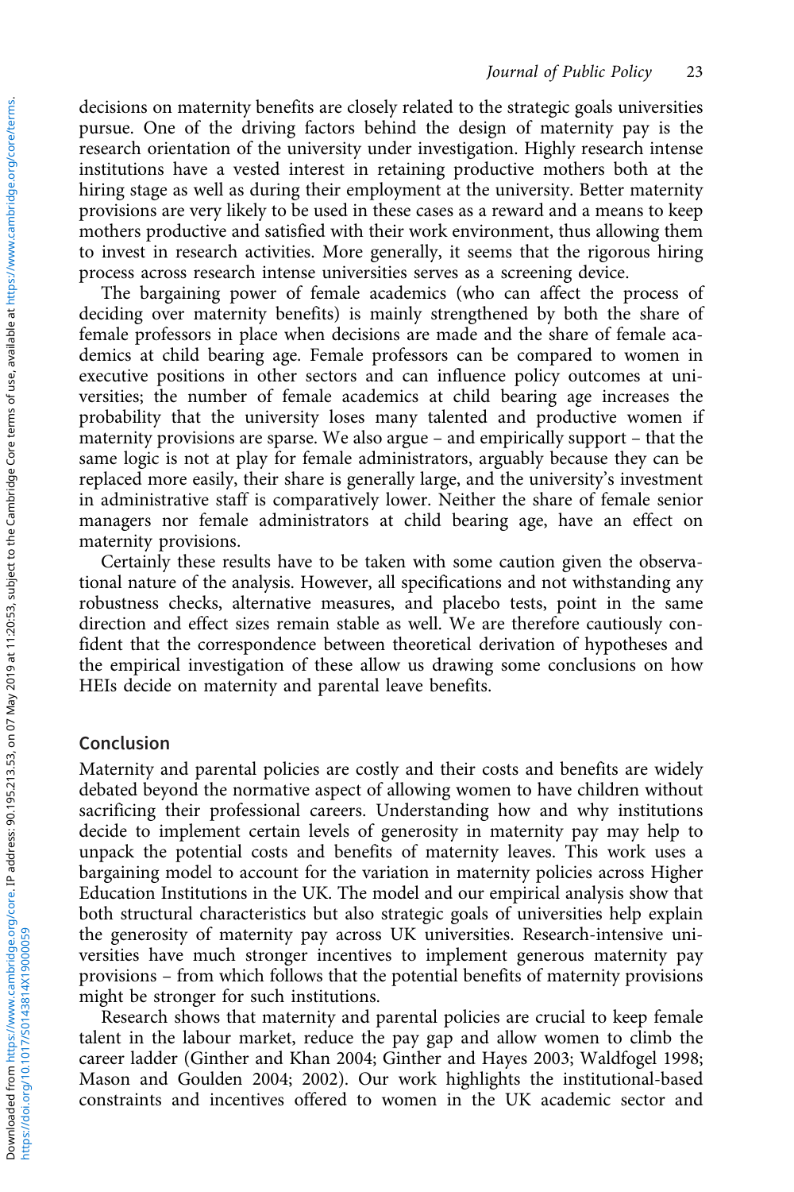decisions on maternity benefits are closely related to the strategic goals universities pursue. One of the driving factors behind the design of maternity pay is the research orientation of the university under investigation. Highly research intense institutions have a vested interest in retaining productive mothers both at the hiring stage as well as during their employment at the university. Better maternity provisions are very likely to be used in these cases as a reward and a means to keep mothers productive and satisfied with their work environment, thus allowing them to invest in research activities. More generally, it seems that the rigorous hiring process across research intense universities serves as a screening device.

The bargaining power of female academics (who can affect the process of deciding over maternity benefits) is mainly strengthened by both the share of female professors in place when decisions are made and the share of female academics at child bearing age. Female professors can be compared to women in executive positions in other sectors and can influence policy outcomes at universities; the number of female academics at child bearing age increases the probability that the university loses many talented and productive women if maternity provisions are sparse. We also argue – and empirically support – that the same logic is not at play for female administrators, arguably because they can be replaced more easily, their share is generally large, and the university's investment in administrative staff is comparatively lower. Neither the share of female senior managers nor female administrators at child bearing age, have an effect on maternity provisions.

Certainly these results have to be taken with some caution given the observational nature of the analysis. However, all specifications and not withstanding any robustness checks, alternative measures, and placebo tests, point in the same direction and effect sizes remain stable as well. We are therefore cautiously confident that the correspondence between theoretical derivation of hypotheses and the empirical investigation of these allow us drawing some conclusions on how HEIs decide on maternity and parental leave benefits.

## Conclusion

Maternity and parental policies are costly and their costs and benefits are widely debated beyond the normative aspect of allowing women to have children without sacrificing their professional careers. Understanding how and why institutions decide to implement certain levels of generosity in maternity pay may help to unpack the potential costs and benefits of maternity leaves. This work uses a bargaining model to account for the variation in maternity policies across Higher Education Institutions in the UK. The model and our empirical analysis show that both structural characteristics but also strategic goals of universities help explain the generosity of maternity pay across UK universities. Research-intensive universities have much stronger incentives to implement generous maternity pay provisions – from which follows that the potential benefits of maternity provisions might be stronger for such institutions.

Research shows that maternity and parental policies are crucial to keep female talent in the labour market, reduce the pay gap and allow women to climb the career ladder (Ginther and Khan 2004; Ginther and Hayes 2003; Waldfogel 1998; Mason and Goulden 2004; 2002). Our work highlights the institutional-based constraints and incentives offered to women in the UK academic sector and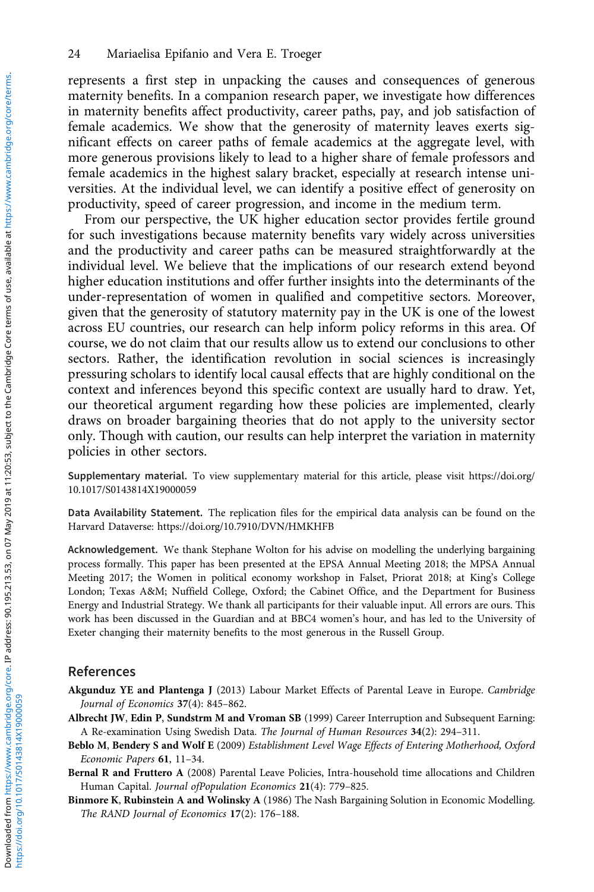represents a first step in unpacking the causes and consequences of generous maternity benefits. In a companion research paper, we investigate how differences in maternity benefits affect productivity, career paths, pay, and job satisfaction of female academics. We show that the generosity of maternity leaves exerts significant effects on career paths of female academics at the aggregate level, with more generous provisions likely to lead to a higher share of female professors and female academics in the highest salary bracket, especially at research intense universities. At the individual level, we can identify a positive effect of generosity on productivity, speed of career progression, and income in the medium term.

From our perspective, the UK higher education sector provides fertile ground for such investigations because maternity benefits vary widely across universities and the productivity and career paths can be measured straightforwardly at the individual level. We believe that the implications of our research extend beyond higher education institutions and offer further insights into the determinants of the under-representation of women in qualified and competitive sectors. Moreover, given that the generosity of statutory maternity pay in the UK is one of the lowest across EU countries, our research can help inform policy reforms in this area. Of course, we do not claim that our results allow us to extend our conclusions to other sectors. Rather, the identification revolution in social sciences is increasingly pressuring scholars to identify local causal effects that are highly conditional on the context and inferences beyond this specific context are usually hard to draw. Yet, our theoretical argument regarding how these policies are implemented, clearly draws on broader bargaining theories that do not apply to the university sector only. Though with caution, our results can help interpret the variation in maternity policies in other sectors.

**Supplementary material.** To view supplementary material for this article, please visit https://doi.org/10.1017/S0143814X19000059

**Data Availability Statement.** The replication files for the empirical data analysis can be found on the Harvard Dataverse: https://doi.org/10.7910/DVN/HMKHFB

**Acknowledgement.** We thank Stephane Wolton for his advise on modelling the underlying bargaining process formally. This paper has been presented at the EPSA Annual Meeting 2018; the MPSA Annual Meeting 2017; the Women in political economy workshop in Falset, Priorat 2018; at King's College London; Texas A&M; Nuffield College, Oxford; the Cabinet Office, and the Department for Business Energy and Industrial Strategy. We thank all participants for their valuable input. All errors are ours. This work has been discussed in the Guardian and at BBC4 women's hour, and has led to the University of Exeter changing their maternity benefits to the most generous in the Russell Group.

## References

**Akgunduz YE and Plantenga J** (2013) Labour Market Effects of Parental Leave in Europe. *Cambridge Journal of Economics* **37**(4): 845–862.

**Albrecht JW**, **Edin P**, **Sundstrm M and Vroman SB** (1999) Career Interruption and Subsequent Earning: A Re-examination Using Swedish Data. *The Journal of Human Resources* **34**(2): 294–311.

**Beblo M**, **Bendery S and Wolf E** (2009) *Establishment Level Wage Effects of Entering Motherhood, Oxford Economic Papers* **61**, 11–34.

**Bernal R and Fruttero A** (2008) Parental Leave Policies, Intra-household time allocations and Children Human Capital. *Journal ofPopulation Economics* **21**(4): 779–825.

**Binmore K**, **Rubinstein A and Wolinsky A** (1986) The Nash Bargaining Solution in Economic Modelling. *The RAND Journal of Economics* **17**(2): 176–188.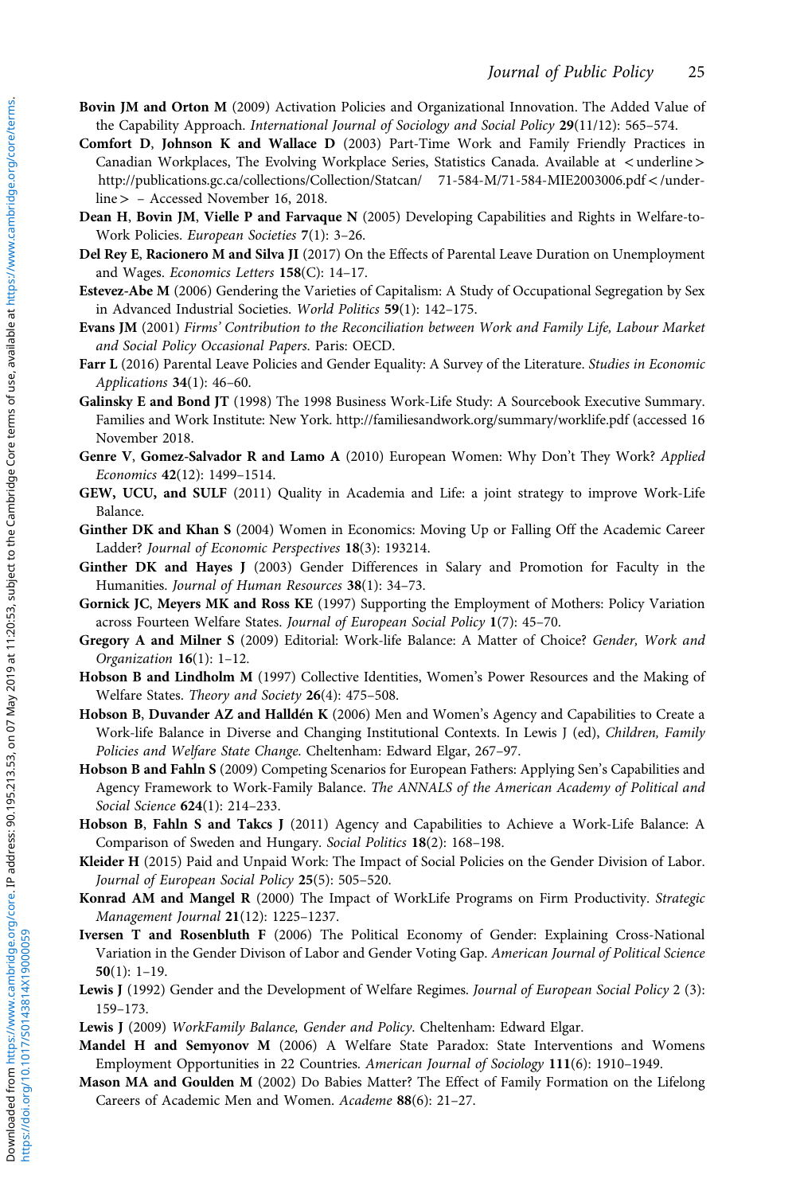**Bovin JM and Orton M** (2009) Activation Policies and Organizational Innovation. The Added Value of the Capability Approach. *International Journal of Sociology and Social Policy* **29**(11/12): 565–574.

**Comfort D**, **Johnson K and Wallace D** (2003) Part-Time Work and Family Friendly Practices in Canadian Workplaces, The Evolving Workplace Series, Statistics Canada. Available at <underline> http://publications.gc.ca/collections/Collection/Statcan/ 71-584-M/71-584-MIE2003006.pdf </underline> – Accessed November 16, 2018.

**Dean H**, **Bovin JM**, **Vielle P and Farvaque N** (2005) Developing Capabilities and Rights in Welfare-to-Work Policies. *European Societies* **7**(1): 3–26.

**Del Rey E**, **Racionero M and Silva JI** (2017) On the Effects of Parental Leave Duration on Unemployment and Wages. *Economics Letters* **158**(C): 14–17.

**Estevez-Abe M** (2006) Gendering the Varieties of Capitalism: A Study of Occupational Segregation by Sex in Advanced Industrial Societies. *World Politics* **59**(1): 142–175.

**Evans JM** (2001) *Firms' Contribution to the Reconciliation between Work and Family Life, Labour Market and Social Policy Occasional Papers*. Paris: OECD.

**Farr L** (2016) Parental Leave Policies and Gender Equality: A Survey of the Literature. *Studies in Economic Applications* **34**(1): 46–60.

**Galinsky E and Bond JT** (1998) The 1998 Business Work-Life Study: A Sourcebook Executive Summary. Families and Work Institute: New York. http://familiesandwork.org/summary/worklife.pdf (accessed 16 November 2018.

**Genre V**, **Gomez-Salvador R and Lamo A** (2010) European Women: Why Don't They Work? *Applied Economics* **42**(12): 1499–1514.

**GEW, UCU, and SULF** (2011) Quality in Academia and Life: a joint strategy to improve Work-Life Balance.

**Ginther DK and Khan S** (2004) Women in Economics: Moving Up or Falling Off the Academic Career Ladder? *Journal of Economic Perspectives* **18**(3): 193214.

**Ginther DK and Hayes J** (2003) Gender Differences in Salary and Promotion for Faculty in the Humanities. *Journal of Human Resources* **38**(1): 34–73.

**Gornick JC**, **Meyers MK and Ross KE** (1997) Supporting the Employment of Mothers: Policy Variation across Fourteen Welfare States. *Journal of European Social Policy* **1**(7): 45–70.

**Gregory A and Milner S** (2009) Editorial: Work-life Balance: A Matter of Choice? *Gender, Work and Organization* **16**(1): 1–12.

**Hobson B and Lindholm M** (1997) Collective Identities, Women's Power Resources and the Making of Welfare States. *Theory and Society* **26**(4): 475–508.

**Hobson B**, **Duvander AZ and Halldén K** (2006) Men and Women's Agency and Capabilities to Create a Work-life Balance in Diverse and Changing Institutional Contexts. In Lewis J (ed), *Children, Family Policies and Welfare State Change*. Cheltenham: Edward Elgar, 267–97.

**Hobson B and Fahln S** (2009) Competing Scenarios for European Fathers: Applying Sen's Capabilities and Agency Framework to Work-Family Balance. *The ANNALS of the American Academy of Political and Social Science* **624**(1): 214–233.

**Hobson B**, **Fahln S and Takcs J** (2011) Agency and Capabilities to Achieve a Work-Life Balance: A Comparison of Sweden and Hungary. *Social Politics* **18**(2): 168–198.

**Kleider H** (2015) Paid and Unpaid Work: The Impact of Social Policies on the Gender Division of Labor. *Journal of European Social Policy* **25**(5): 505–520.

**Konrad AM and Mangel R** (2000) The Impact of WorkLife Programs on Firm Productivity. *Strategic Management Journal* **21**(12): 1225–1237.

**Iversen T and Rosenbluth F** (2006) The Political Economy of Gender: Explaining Cross-National Variation in the Gender Divison of Labor and Gender Voting Gap. *American Journal of Political Science* **50**(1): 1–19.

**Lewis J** (1992) Gender and the Development of Welfare Regimes. *Journal of European Social Policy* 2 (3): 159–173.

**Lewis J** (2009) *WorkFamily Balance, Gender and Policy*. Cheltenham: Edward Elgar.

**Mandel H and Semyonov M** (2006) A Welfare State Paradox: State Interventions and Womens Employment Opportunities in 22 Countries. *American Journal of Sociology* **111**(6): 1910–1949.

**Mason MA and Goulden M** (2002) Do Babies Matter? The Effect of Family Formation on the Lifelong Careers of Academic Men and Women. *Academe* **88**(6): 21–27.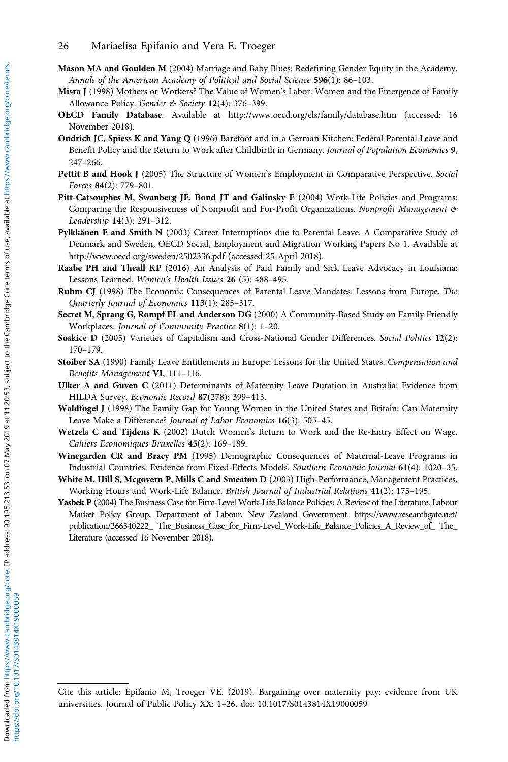**Mason MA and Goulden M** (2004) Marriage and Baby Blues: Redefining Gender Equity in the Academy. *Annals of the American Academy of Political and Social Science* **596**(1): 86–103.

**Misra J** (1998) Mothers or Workers? The Value of Women's Labor: Women and the Emergence of Family Allowance Policy. *Gender & Society* **12**(4): 376–399.

**OECD Family Database**. Available at http://www.oecd.org/els/family/database.htm (accessed: 16 November 2018).

**Ondrich JC, Spiess K and Yang Q** (1996) Barefoot and in a German Kitchen: Federal Parental Leave and Benefit Policy and the Return to Work after Childbirth in Germany. *Journal of Population Economics* **9**, 247–266.

**Pettit B and Hook J** (2005) The Structure of Women's Employment in Comparative Perspective. *Social Forces* **84**(2): 779–801.

**Pitt-Catsouphes M, Swanberg JE, Bond JT and Galinsky E** (2004) Work-Life Policies and Programs: Comparing the Responsiveness of Nonprofit and For-Profit Organizations. *Nonprofit Management & Leadership* **14**(3): 291–312.

**Pylkkänen E and Smith N** (2003) Career Interruptions due to Parental Leave. A Comparative Study of Denmark and Sweden, OECD Social, Employment and Migration Working Papers No 1. Available at http://www.oecd.org/sweden/2502336.pdf (accessed 25 April 2018).

**Raabe PH and Theall KP** (2016) An Analysis of Paid Family and Sick Leave Advocacy in Louisiana: Lessons Learned. *Women's Health Issues* **26** (5): 488–495.

**Ruhm CJ** (1998) The Economic Consequences of Parental Leave Mandates: Lessons from Europe. *The Quarterly Journal of Economics* **113**(1): 285–317.

**Secret M, Sprang G, Rompf EL and Anderson DG** (2000) A Community-Based Study on Family Friendly Workplaces. *Journal of Community Practice* **8**(1): 1–20.

**Soskice D** (2005) Varieties of Capitalism and Cross-National Gender Differences. *Social Politics* **12**(2): 170–179.

**Stoiber SA** (1990) Family Leave Entitlements in Europe: Lessons for the United States. *Compensation and Benefits Management* **VI**, 111–116.

**Ulker A and Guven C** (2011) Determinants of Maternity Leave Duration in Australia: Evidence from HILDA Survey. *Economic Record* **87**(278): 399–413.

**Waldfogel J** (1998) The Family Gap for Young Women in the United States and Britain: Can Maternity Leave Make a Difference? *Journal of Labor Economics* **16**(3): 505–45.

**Wetzels C and Tijdens K** (2002) Dutch Women's Return to Work and the Re-Entry Effect on Wage. *Cahiers Economiques Bruxelles* **45**(2): 169–189.

**Winegarden CR and Bracy PM** (1995) Demographic Consequences of Maternal-Leave Programs in Industrial Countries: Evidence from Fixed-Effects Models. *Southern Economic Journal* **61**(4): 1020–35.

**White M, Hill S, Mcgovern P, Mills C and Smeaton D** (2003) High-Performance, Management Practices, Working Hours and Work-Life Balance. *British Journal of Industrial Relations* **41**(2): 175–195.

**Yasbek P** (2004) The Business Case for Firm-Level Work-Life Balance Policies: A Review of the Literature. Labour Market Policy Group, Department of Labour, New Zealand Government. https://www.researchgate.net/publication/266340222_ The_Business_Case_for_Firm-Level_Work-Life_Balance_Policies_A_Review_of_ The_Literature (accessed 16 November 2018).

Cite this article: Epifanio M, Troeger VE. (2019). Bargaining over maternity pay: evidence from UK universities. Journal of Public Policy XX: 1–26. doi: 10.1017/S0143814X19000059